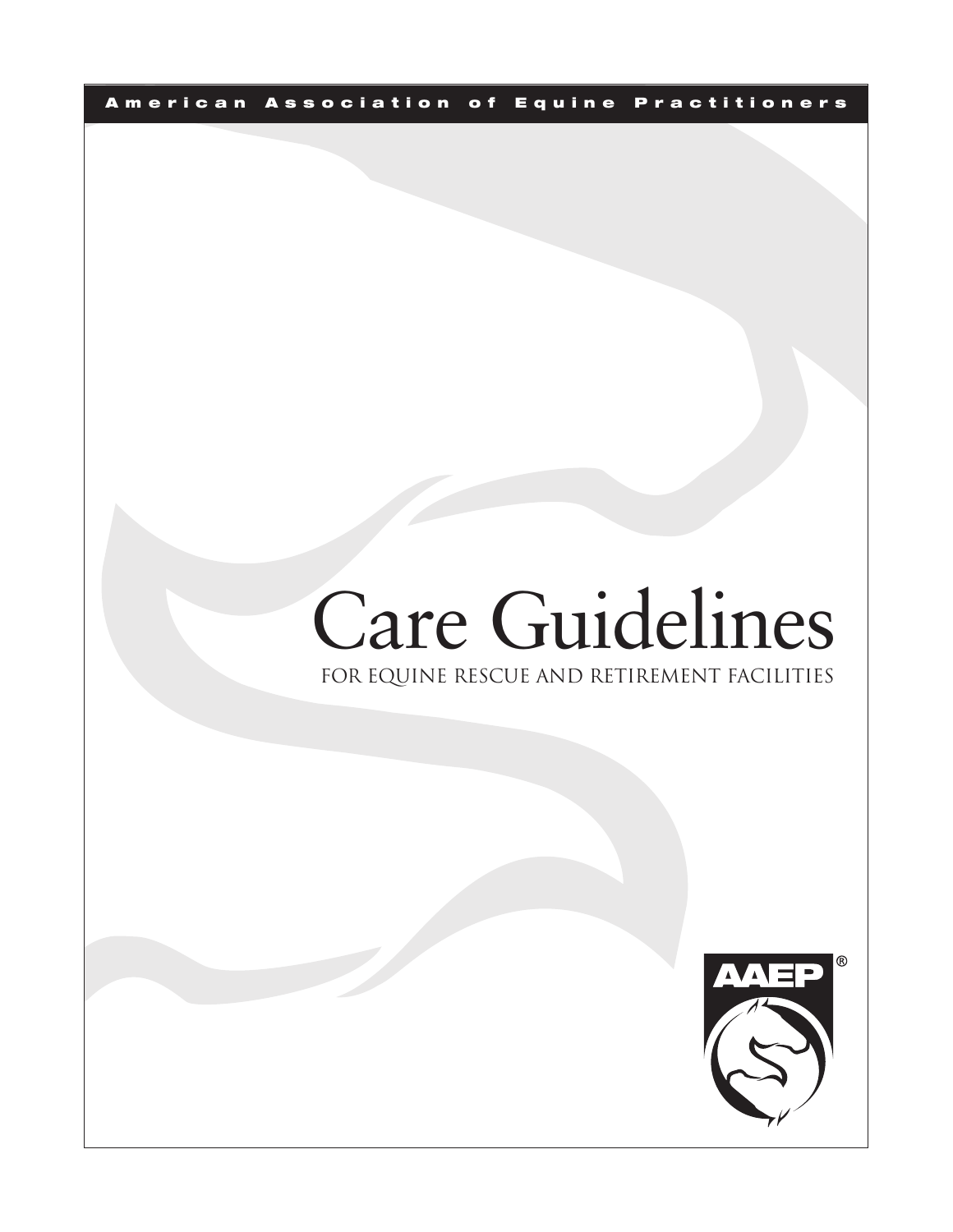American Association of Equine Practitioners

# Care Guidelines

## FOR EQUINE RESCUE AND RETIREMENT FACILITIES

AAEP®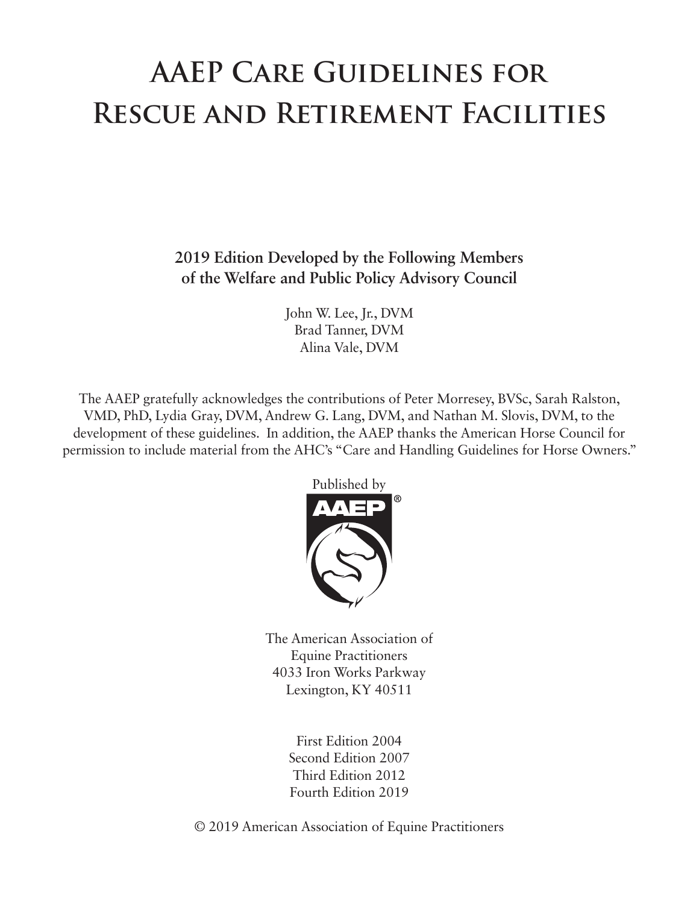# AAEP Care Guidelines for Rescue and Retirement Facilities

**2019 Edition Developed by the Following Members of the Welfare and Public Policy Advisory Council**

John W. Lee, Jr., DVM
Brad Tanner, DVM
Alina Vale, DVM

The AAEP gratefully acknowledges the contributions of Peter Morresey, BVSc, Sarah Ralston, VMD, PhD, Lydia Gray, DVM, Andrew G. Lang, DVM, and Nathan M. Slovis, DVM, to the development of these guidelines. In addition, the AAEP thanks the American Horse Council for permission to include material from the AHC's "Care and Handling Guidelines for Horse Owners."

Published by

AAEP®

The American Association of
Equine Practitioners
4033 Iron Works Parkway
Lexington, KY 40511

First Edition 2004
Second Edition 2007
Third Edition 2012
Fourth Edition 2019

© 2019 American Association of Equine Practitioners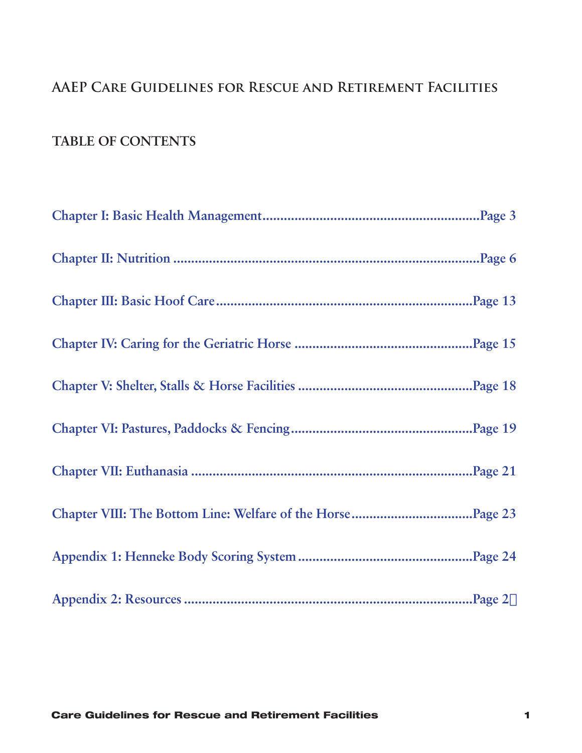# AAEP Care Guidelines for Rescue and Retirement Facilities

## TABLE OF CONTENTS

Chapter I: Basic Health Management............................................................Page 3

Chapter II: Nutrition ....................................................................................Page 6

Chapter III: Basic Hoof Care.......................................................................Page 13

Chapter IV: Caring for the Geriatric Horse .................................................Page 15

Chapter V: Shelter, Stalls & Horse Facilities ................................................Page 18

Chapter VI: Pastures, Paddocks & Fencing..................................................Page 19

Chapter VII: Euthanasia ..............................................................................Page 21

Chapter VIII: The Bottom Line: Welfare of the Horse.................................Page 23

Appendix 1: Henneke Body Scoring System................................................Page 24

Appendix 2: Resources ................................................................................Page 2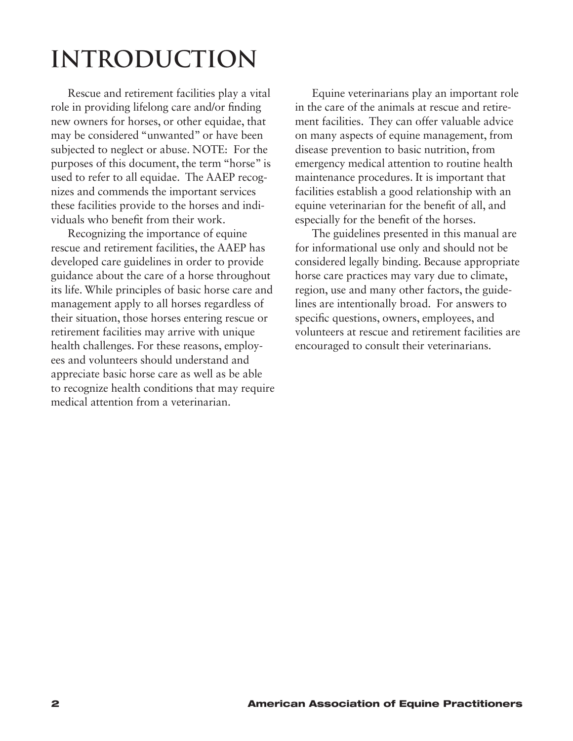# INTRODUCTION

Rescue and retirement facilities play a vital role in providing lifelong care and/or finding new owners for horses, or other equidae, that may be considered "unwanted" or have been subjected to neglect or abuse. NOTE: For the purposes of this document, the term "horse" is used to refer to all equidae. The AAEP recognizes and commends the important services these facilities provide to the horses and individuals who benefit from their work.

Recognizing the importance of equine rescue and retirement facilities, the AAEP has developed care guidelines in order to provide guidance about the care of a horse throughout its life. While principles of basic horse care and management apply to all horses regardless of their situation, those horses entering rescue or retirement facilities may arrive with unique health challenges. For these reasons, employees and volunteers should understand and appreciate basic horse care as well as be able to recognize health conditions that may require medical attention from a veterinarian.

Equine veterinarians play an important role in the care of the animals at rescue and retirement facilities. They can offer valuable advice on many aspects of equine management, from disease prevention to basic nutrition, from emergency medical attention to routine health maintenance procedures. It is important that facilities establish a good relationship with an equine veterinarian for the benefit of all, and especially for the benefit of the horses.

The guidelines presented in this manual are for informational use only and should not be considered legally binding. Because appropriate horse care practices may vary due to climate, region, use and many other factors, the guidelines are intentionally broad. For answers to specific questions, owners, employees, and volunteers at rescue and retirement facilities are encouraged to consult their veterinarians.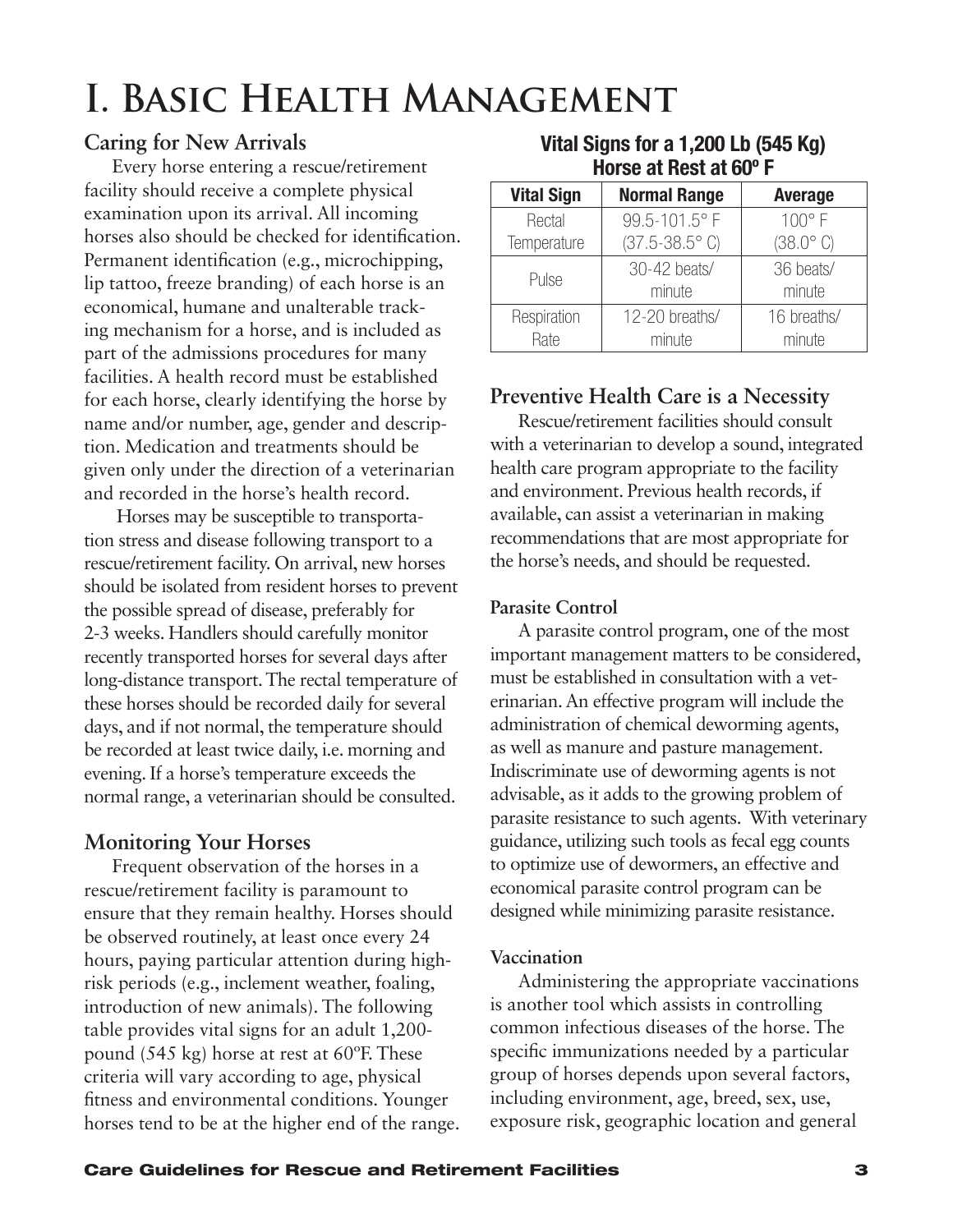# I. Basic Health Management

## Caring for New Arrivals

Every horse entering a rescue/retirement facility should receive a complete physical examination upon its arrival. All incoming horses also should be checked for identification. Permanent identification (e.g., microchipping, lip tattoo, freeze branding) of each horse is an economical, humane and unalterable tracking mechanism for a horse, and is included as part of the admissions procedures for many facilities. A health record must be established for each horse, clearly identifying the horse by name and/or number, age, gender and description. Medication and treatments should be given only under the direction of a veterinarian and recorded in the horse's health record.

Horses may be susceptible to transportation stress and disease following transport to a rescue/retirement facility. On arrival, new horses should be isolated from resident horses to prevent the possible spread of disease, preferably for 2-3 weeks. Handlers should carefully monitor recently transported horses for several days after long-distance transport. The rectal temperature of these horses should be recorded daily for several days, and if not normal, the temperature should be recorded at least twice daily, i.e. morning and evening. If a horse's temperature exceeds the normal range, a veterinarian should be consulted.

## Monitoring Your Horses

Frequent observation of the horses in a rescue/retirement facility is paramount to ensure that they remain healthy. Horses should be observed routinely, at least once every 24 hours, paying particular attention during high-risk periods (e.g., inclement weather, foaling, introduction of new animals). The following table provides vital signs for an adult 1,200-pound (545 kg) horse at rest at 60ºF. These criteria will vary according to age, physical fitness and environmental conditions. Younger horses tend to be at the higher end of the range.

**Vital Signs for a 1,200 Lb (545 Kg) Horse at Rest at 60º F**

| Vital Sign | Normal Range | Average |
|---|---|---|
| Rectal Temperature | 99.5-101.5° F (37.5-38.5° C) | 100° F (38.0° C) |
| Pulse | 30-42 beats/minute | 36 beats/minute |
| Respiration Rate | 12-20 breaths/minute | 16 breaths/minute |

## Preventive Health Care is a Necessity

Rescue/retirement facilities should consult with a veterinarian to develop a sound, integrated health care program appropriate to the facility and environment. Previous health records, if available, can assist a veterinarian in making recommendations that are most appropriate for the horse's needs, and should be requested.

### Parasite Control

A parasite control program, one of the most important management matters to be considered, must be established in consultation with a veterinarian. An effective program will include the administration of chemical deworming agents, as well as manure and pasture management. Indiscriminate use of deworming agents is not advisable, as it adds to the growing problem of parasite resistance to such agents. With veterinary guidance, utilizing such tools as fecal egg counts to optimize use of dewormers, an effective and economical parasite control program can be designed while minimizing parasite resistance.

### Vaccination

Administering the appropriate vaccinations is another tool which assists in controlling common infectious diseases of the horse. The specific immunizations needed by a particular group of horses depends upon several factors, including environment, age, breed, sex, use, exposure risk, geographic location and general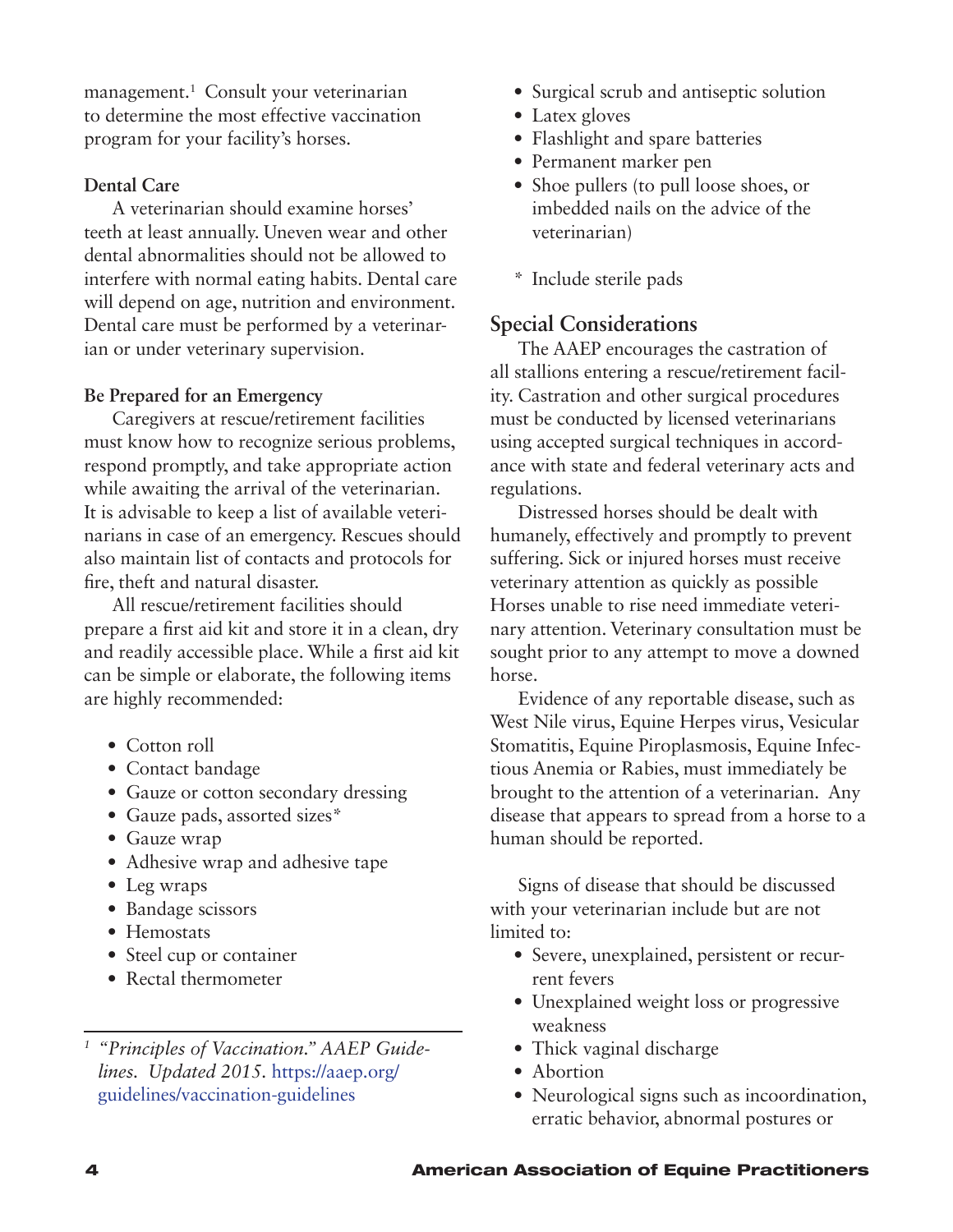management.[1] Consult your veterinarian to determine the most effective vaccination program for your facility's horses.

### Dental Care

A veterinarian should examine horses' teeth at least annually. Uneven wear and other dental abnormalities should not be allowed to interfere with normal eating habits. Dental care will depend on age, nutrition and environment. Dental care must be performed by a veterinarian or under veterinary supervision.

### Be Prepared for an Emergency

Caregivers at rescue/retirement facilities must know how to recognize serious problems, respond promptly, and take appropriate action while awaiting the arrival of the veterinarian. It is advisable to keep a list of available veterinarians in case of an emergency. Rescues should also maintain list of contacts and protocols for fire, theft and natural disaster.

All rescue/retirement facilities should prepare a first aid kit and store it in a clean, dry and readily accessible place. While a first aid kit can be simple or elaborate, the following items are highly recommended:

- Cotton roll
- Contact bandage
- Gauze or cotton secondary dressing
- Gauze pads, assorted sizes*
- Gauze wrap
- Adhesive wrap and adhesive tape
- Leg wraps
- Bandage scissors
- Hemostats
- Steel cup or container
- Rectal thermometer
- Surgical scrub and antiseptic solution
- Latex gloves
- Flashlight and spare batteries
- Permanent marker pen
- Shoe pullers (to pull loose shoes, or imbedded nails on the advice of the veterinarian)

\* Include sterile pads

## Special Considerations

The AAEP encourages the castration of all stallions entering a rescue/retirement facility. Castration and other surgical procedures must be conducted by licensed veterinarians using accepted surgical techniques in accordance with state and federal veterinary acts and regulations.

Distressed horses should be dealt with humanely, effectively and promptly to prevent suffering. Sick or injured horses must receive veterinary attention as quickly as possible Horses unable to rise need immediate veterinary attention. Veterinary consultation must be sought prior to any attempt to move a downed horse.

Evidence of any reportable disease, such as West Nile virus, Equine Herpes virus, Vesicular Stomatitis, Equine Piroplasmosis, Equine Infectious Anemia or Rabies, must immediately be brought to the attention of a veterinarian. Any disease that appears to spread from a horse to a human should be reported.

Signs of disease that should be discussed with your veterinarian include but are not limited to:

- Severe, unexplained, persistent or recurrent fevers
- Unexplained weight loss or progressive weakness
- Thick vaginal discharge
- Abortion
- Neurological signs such as incoordination, erratic behavior, abnormal postures or

---

[1] *"Principles of Vaccination." AAEP Guidelines. Updated 2015.* https://aaep.org/guidelines/vaccination-guidelines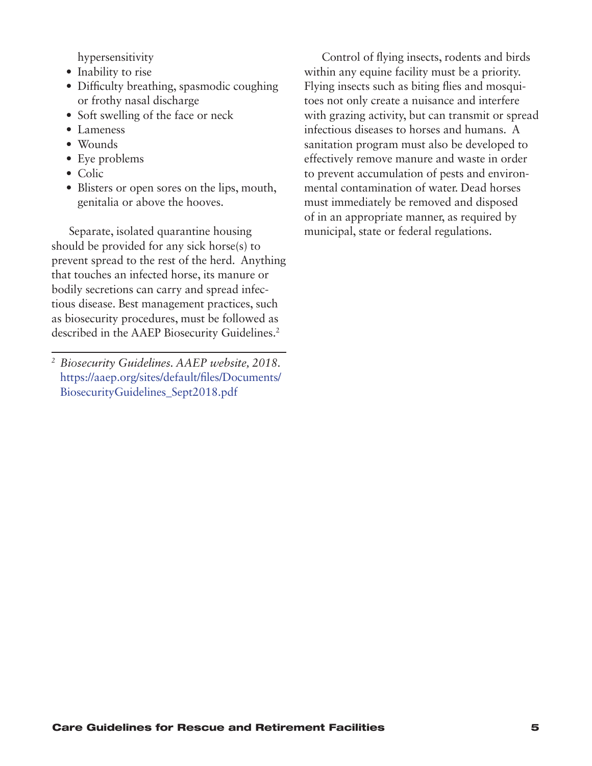hypersensitivity

- Inability to rise
- Difficulty breathing, spasmodic coughing or frothy nasal discharge
- Soft swelling of the face or neck
- Lameness
- Wounds
- Eye problems
- Colic
- Blisters or open sores on the lips, mouth, genitalia or above the hooves.

Separate, isolated quarantine housing should be provided for any sick horse(s) to prevent spread to the rest of the herd. Anything that touches an infected horse, its manure or bodily secretions can carry and spread infectious disease. Best management practices, such as biosecurity procedures, must be followed as described in the AAEP Biosecurity Guidelines.[2]

[2] *Biosecurity Guidelines. AAEP website, 2018.* https://aaep.org/sites/default/files/Documents/BiosecurityGuidelines_Sept2018.pdf

Control of flying insects, rodents and birds within any equine facility must be a priority. Flying insects such as biting flies and mosquitoes not only create a nuisance and interfere with grazing activity, but can transmit or spread infectious diseases to horses and humans. A sanitation program must also be developed to effectively remove manure and waste in order to prevent accumulation of pests and environmental contamination of water. Dead horses must immediately be removed and disposed of in an appropriate manner, as required by municipal, state or federal regulations.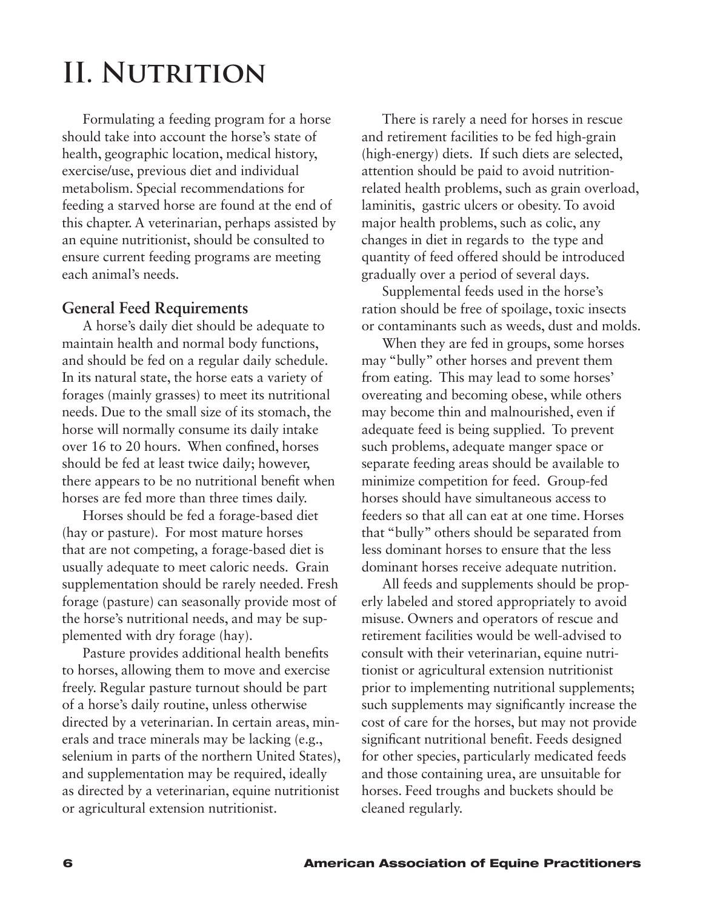# II. Nutrition

Formulating a feeding program for a horse should take into account the horse's state of health, geographic location, medical history, exercise/use, previous diet and individual metabolism. Special recommendations for feeding a starved horse are found at the end of this chapter. A veterinarian, perhaps assisted by an equine nutritionist, should be consulted to ensure current feeding programs are meeting each animal's needs.

## General Feed Requirements

A horse's daily diet should be adequate to maintain health and normal body functions, and should be fed on a regular daily schedule. In its natural state, the horse eats a variety of forages (mainly grasses) to meet its nutritional needs. Due to the small size of its stomach, the horse will normally consume its daily intake over 16 to 20 hours. When confined, horses should be fed at least twice daily; however, there appears to be no nutritional benefit when horses are fed more than three times daily.

Horses should be fed a forage-based diet (hay or pasture). For most mature horses that are not competing, a forage-based diet is usually adequate to meet caloric needs. Grain supplementation should be rarely needed. Fresh forage (pasture) can seasonally provide most of the horse's nutritional needs, and may be supplemented with dry forage (hay).

Pasture provides additional health benefits to horses, allowing them to move and exercise freely. Regular pasture turnout should be part of a horse's daily routine, unless otherwise directed by a veterinarian. In certain areas, minerals and trace minerals may be lacking (e.g., selenium in parts of the northern United States), and supplementation may be required, ideally as directed by a veterinarian, equine nutritionist or agricultural extension nutritionist.

There is rarely a need for horses in rescue and retirement facilities to be fed high-grain (high-energy) diets. If such diets are selected, attention should be paid to avoid nutrition-related health problems, such as grain overload, laminitis, gastric ulcers or obesity. To avoid major health problems, such as colic, any changes in diet in regards to the type and quantity of feed offered should be introduced gradually over a period of several days.

Supplemental feeds used in the horse's ration should be free of spoilage, toxic insects or contaminants such as weeds, dust and molds.

When they are fed in groups, some horses may "bully" other horses and prevent them from eating. This may lead to some horses' overeating and becoming obese, while others may become thin and malnourished, even if adequate feed is being supplied. To prevent such problems, adequate manger space or separate feeding areas should be available to minimize competition for feed. Group-fed horses should have simultaneous access to feeders so that all can eat at one time. Horses that "bully" others should be separated from less dominant horses to ensure that the less dominant horses receive adequate nutrition.

All feeds and supplements should be properly labeled and stored appropriately to avoid misuse. Owners and operators of rescue and retirement facilities would be well-advised to consult with their veterinarian, equine nutritionist or agricultural extension nutritionist prior to implementing nutritional supplements; such supplements may significantly increase the cost of care for the horses, but may not provide significant nutritional benefit. Feeds designed for other species, particularly medicated feeds and those containing urea, are unsuitable for horses. Feed troughs and buckets should be cleaned regularly.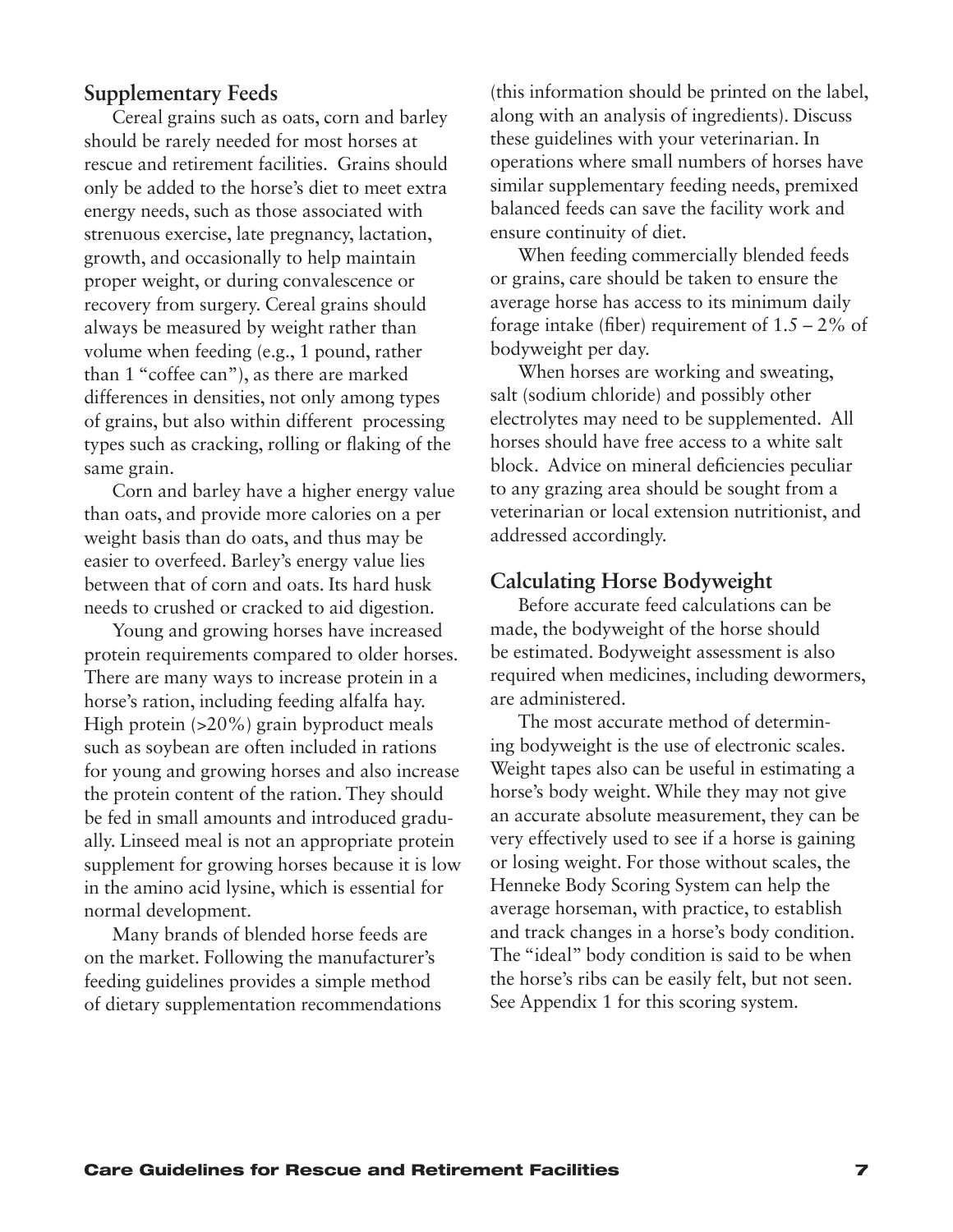## Supplementary Feeds

Cereal grains such as oats, corn and barley should be rarely needed for most horses at rescue and retirement facilities. Grains should only be added to the horse's diet to meet extra energy needs, such as those associated with strenuous exercise, late pregnancy, lactation, growth, and occasionally to help maintain proper weight, or during convalescence or recovery from surgery. Cereal grains should always be measured by weight rather than volume when feeding (e.g., 1 pound, rather than 1 "coffee can"), as there are marked differences in densities, not only among types of grains, but also within different processing types such as cracking, rolling or flaking of the same grain.

Corn and barley have a higher energy value than oats, and provide more calories on a per weight basis than do oats, and thus may be easier to overfeed. Barley's energy value lies between that of corn and oats. Its hard husk needs to crushed or cracked to aid digestion.

Young and growing horses have increased protein requirements compared to older horses. There are many ways to increase protein in a horse's ration, including feeding alfalfa hay. High protein (>20%) grain byproduct meals such as soybean are often included in rations for young and growing horses and also increase the protein content of the ration. They should be fed in small amounts and introduced gradually. Linseed meal is not an appropriate protein supplement for growing horses because it is low in the amino acid lysine, which is essential for normal development.

Many brands of blended horse feeds are on the market. Following the manufacturer's feeding guidelines provides a simple method of dietary supplementation recommendations (this information should be printed on the label, along with an analysis of ingredients). Discuss these guidelines with your veterinarian. In operations where small numbers of horses have similar supplementary feeding needs, premixed balanced feeds can save the facility work and ensure continuity of diet.

When feeding commercially blended feeds or grains, care should be taken to ensure the average horse has access to its minimum daily forage intake (fiber) requirement of 1.5 – 2% of bodyweight per day.

When horses are working and sweating, salt (sodium chloride) and possibly other electrolytes may need to be supplemented. All horses should have free access to a white salt block. Advice on mineral deficiencies peculiar to any grazing area should be sought from a veterinarian or local extension nutritionist, and addressed accordingly.

## Calculating Horse Bodyweight

Before accurate feed calculations can be made, the bodyweight of the horse should be estimated. Bodyweight assessment is also required when medicines, including dewormers, are administered.

The most accurate method of determining bodyweight is the use of electronic scales. Weight tapes also can be useful in estimating a horse's body weight. While they may not give an accurate absolute measurement, they can be very effectively used to see if a horse is gaining or losing weight. For those without scales, the Henneke Body Scoring System can help the average horseman, with practice, to establish and track changes in a horse's body condition. The "ideal" body condition is said to be when the horse's ribs can be easily felt, but not seen. See Appendix 1 for this scoring system.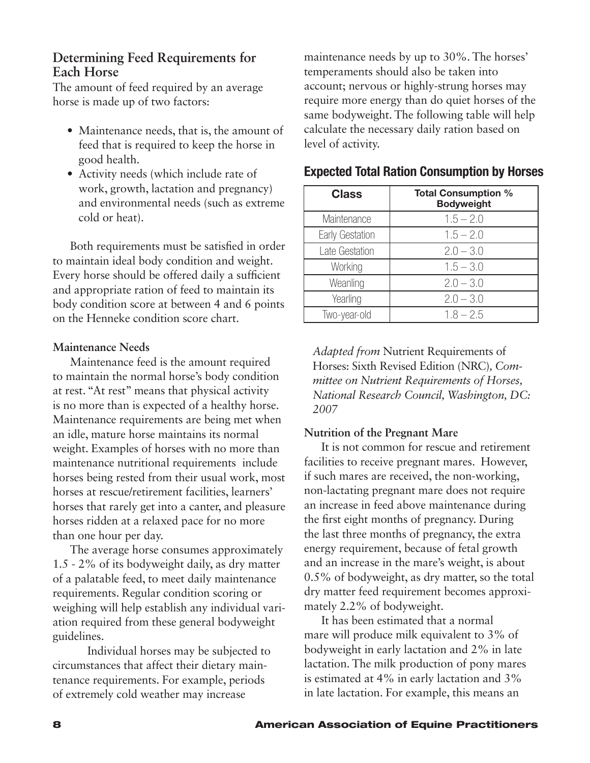## Determining Feed Requirements for Each Horse

The amount of feed required by an average horse is made up of two factors:

- Maintenance needs, that is, the amount of feed that is required to keep the horse in good health.
- Activity needs (which include rate of work, growth, lactation and pregnancy) and environmental needs (such as extreme cold or heat).

Both requirements must be satisfied in order to maintain ideal body condition and weight. Every horse should be offered daily a sufficient and appropriate ration of feed to maintain its body condition score at between 4 and 6 points on the Henneke condition score chart.

### Maintenance Needs

Maintenance feed is the amount required to maintain the normal horse's body condition at rest. "At rest" means that physical activity is no more than is expected of a healthy horse. Maintenance requirements are being met when an idle, mature horse maintains its normal weight. Examples of horses with no more than maintenance nutritional requirements include horses being rested from their usual work, most horses at rescue/retirement facilities, learners' horses that rarely get into a canter, and pleasure horses ridden at a relaxed pace for no more than one hour per day.

The average horse consumes approximately 1.5 - 2% of its bodyweight daily, as dry matter of a palatable feed, to meet daily maintenance requirements. Regular condition scoring or weighing will help establish any individual variation required from these general bodyweight guidelines.

Individual horses may be subjected to circumstances that affect their dietary maintenance requirements. For example, periods of extremely cold weather may increase maintenance needs by up to 30%. The horses' temperaments should also be taken into account; nervous or highly-strung horses may require more energy than do quiet horses of the same bodyweight. The following table will help calculate the necessary daily ration based on level of activity.

### Expected Total Ration Consumption by Horses

| Class | Total Consumption % Bodyweight |
|---|---|
| Maintenance | 1.5 – 2.0 |
| Early Gestation | 1.5 – 2.0 |
| Late Gestation | 2.0 – 3.0 |
| Working | 1.5 – 3.0 |
| Weanling | 2.0 – 3.0 |
| Yearling | 2.0 – 3.0 |
| Two-year-old | 1.8 – 2.5 |

*Adapted from* Nutrient Requirements of Horses: Sixth Revised Edition (NRC), *Committee on Nutrient Requirements of Horses, National Research Council, Washington, DC: 2007*

### Nutrition of the Pregnant Mare

It is not common for rescue and retirement facilities to receive pregnant mares. However, if such mares are received, the non-working, non-lactating pregnant mare does not require an increase in feed above maintenance during the first eight months of pregnancy. During the last three months of pregnancy, the extra energy requirement, because of fetal growth and an increase in the mare's weight, is about 0.5% of bodyweight, as dry matter, so the total dry matter feed requirement becomes approximately 2.2% of bodyweight.

It has been estimated that a normal mare will produce milk equivalent to 3% of bodyweight in early lactation and 2% in late lactation. The milk production of pony mares is estimated at 4% in early lactation and 3% in late lactation. For example, this means an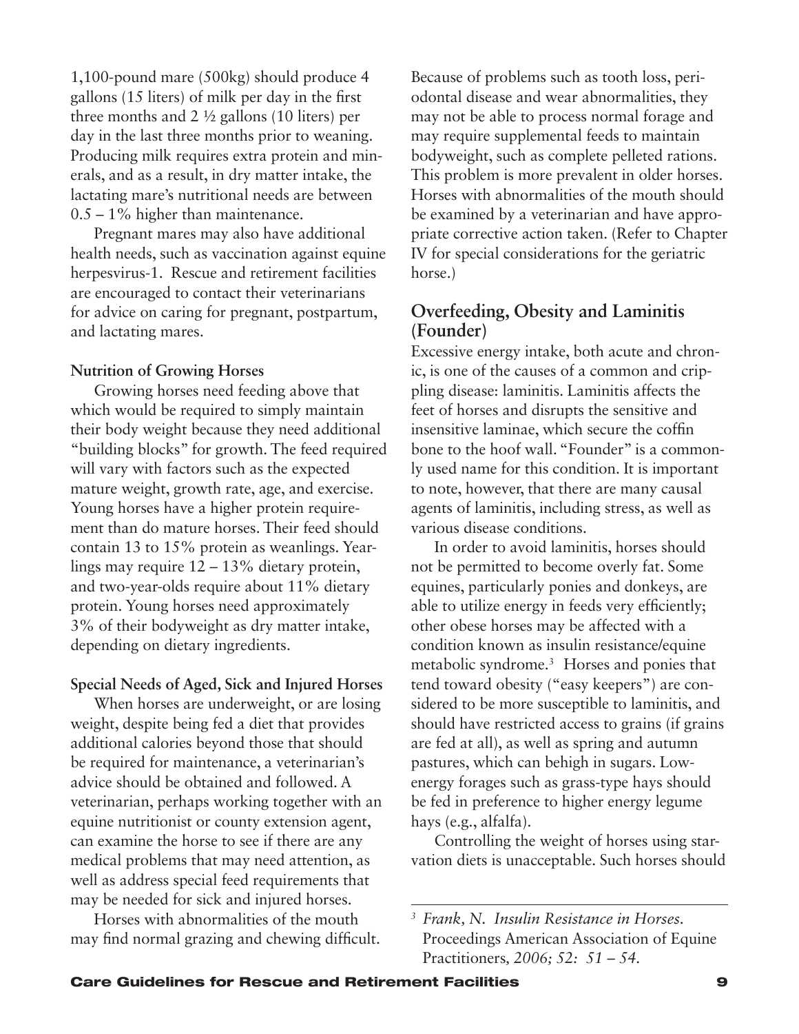1,100-pound mare (500kg) should produce 4 gallons (15 liters) of milk per day in the first three months and 2 ½ gallons (10 liters) per day in the last three months prior to weaning. Producing milk requires extra protein and minerals, and as a result, in dry matter intake, the lactating mare's nutritional needs are between 0.5 – 1% higher than maintenance.

Pregnant mares may also have additional health needs, such as vaccination against equine herpesvirus-1. Rescue and retirement facilities are encouraged to contact their veterinarians for advice on caring for pregnant, postpartum, and lactating mares.

**Nutrition of Growing Horses**

Growing horses need feeding above that which would be required to simply maintain their body weight because they need additional "building blocks" for growth. The feed required will vary with factors such as the expected mature weight, growth rate, age, and exercise. Young horses have a higher protein requirement than do mature horses. Their feed should contain 13 to 15% protein as weanlings. Yearlings may require 12 – 13% dietary protein, and two-year-olds require about 11% dietary protein. Young horses need approximately 3% of their bodyweight as dry matter intake, depending on dietary ingredients.

**Special Needs of Aged, Sick and Injured Horses**

When horses are underweight, or are losing weight, despite being fed a diet that provides additional calories beyond those that should be required for maintenance, a veterinarian's advice should be obtained and followed. A veterinarian, perhaps working together with an equine nutritionist or county extension agent, can examine the horse to see if there are any medical problems that may need attention, as well as address special feed requirements that may be needed for sick and injured horses.

Horses with abnormalities of the mouth may find normal grazing and chewing difficult. Because of problems such as tooth loss, periodontal disease and wear abnormalities, they may not be able to process normal forage and may require supplemental feeds to maintain bodyweight, such as complete pelleted rations. This problem is more prevalent in older horses. Horses with abnormalities of the mouth should be examined by a veterinarian and have appropriate corrective action taken. (Refer to Chapter IV for special considerations for the geriatric horse.)

## Overfeeding, Obesity and Laminitis (Founder)

Excessive energy intake, both acute and chronic, is one of the causes of a common and crippling disease: laminitis. Laminitis affects the feet of horses and disrupts the sensitive and insensitive laminae, which secure the coffin bone to the hoof wall. "Founder" is a commonly used name for this condition. It is important to note, however, that there are many causal agents of laminitis, including stress, as well as various disease conditions.

In order to avoid laminitis, horses should not be permitted to become overly fat. Some equines, particularly ponies and donkeys, are able to utilize energy in feeds very efficiently; other obese horses may be affected with a condition known as insulin resistance/equine metabolic syndrome.[3] Horses and ponies that tend toward obesity ("easy keepers") are considered to be more susceptible to laminitis, and should have restricted access to grains (if grains are fed at all), as well as spring and autumn pastures, which can behigh in sugars. Low-energy forages such as grass-type hays should be fed in preference to higher energy legume hays (e.g., alfalfa).

Controlling the weight of horses using starvation diets is unacceptable. Such horses should

[3] *Frank, N. Insulin Resistance in Horses.* Proceedings American Association of Equine Practitioners*, 2006; 52: 51 – 54.*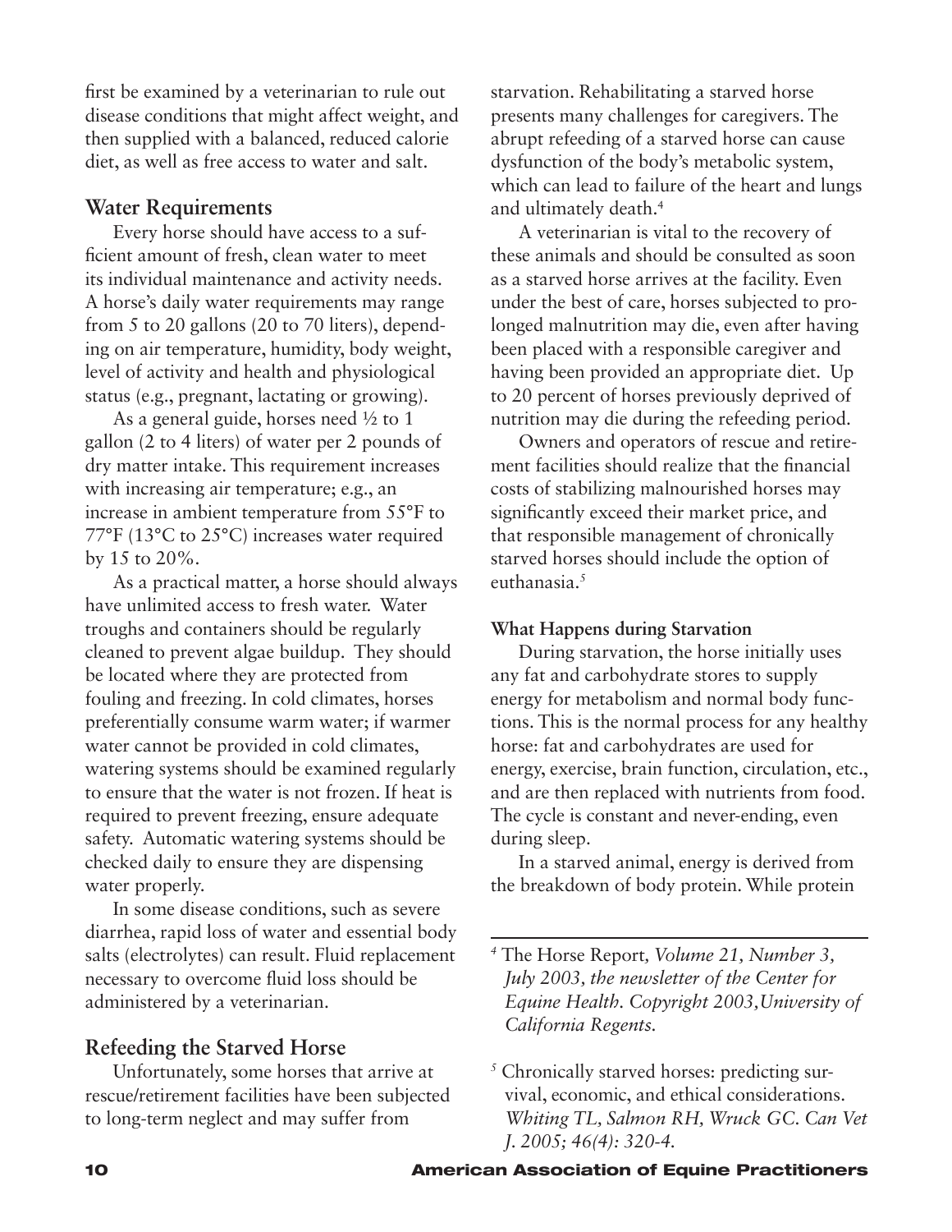first be examined by a veterinarian to rule out disease conditions that might affect weight, and then supplied with a balanced, reduced calorie diet, as well as free access to water and salt.

## Water Requirements

Every horse should have access to a sufficient amount of fresh, clean water to meet its individual maintenance and activity needs. A horse's daily water requirements may range from 5 to 20 gallons (20 to 70 liters), depending on air temperature, humidity, body weight, level of activity and health and physiological status (e.g., pregnant, lactating or growing).

As a general guide, horses need ½ to 1 gallon (2 to 4 liters) of water per 2 pounds of dry matter intake. This requirement increases with increasing air temperature; e.g., an increase in ambient temperature from 55°F to 77°F (13°C to 25°C) increases water required by 15 to 20%.

As a practical matter, a horse should always have unlimited access to fresh water. Water troughs and containers should be regularly cleaned to prevent algae buildup. They should be located where they are protected from fouling and freezing. In cold climates, horses preferentially consume warm water; if warmer water cannot be provided in cold climates, watering systems should be examined regularly to ensure that the water is not frozen. If heat is required to prevent freezing, ensure adequate safety. Automatic watering systems should be checked daily to ensure they are dispensing water properly.

In some disease conditions, such as severe diarrhea, rapid loss of water and essential body salts (electrolytes) can result. Fluid replacement necessary to overcome fluid loss should be administered by a veterinarian.

## Refeeding the Starved Horse

Unfortunately, some horses that arrive at rescue/retirement facilities have been subjected to long-term neglect and may suffer from starvation. Rehabilitating a starved horse presents many challenges for caregivers. The abrupt refeeding of a starved horse can cause dysfunction of the body's metabolic system, which can lead to failure of the heart and lungs and ultimately death.[4]

A veterinarian is vital to the recovery of these animals and should be consulted as soon as a starved horse arrives at the facility. Even under the best of care, horses subjected to prolonged malnutrition may die, even after having been placed with a responsible caregiver and having been provided an appropriate diet. Up to 20 percent of horses previously deprived of nutrition may die during the refeeding period.

Owners and operators of rescue and retirement facilities should realize that the financial costs of stabilizing malnourished horses may significantly exceed their market price, and that responsible management of chronically starved horses should include the option of euthanasia.[5]

**What Happens during Starvation**

During starvation, the horse initially uses any fat and carbohydrate stores to supply energy for metabolism and normal body functions. This is the normal process for any healthy horse: fat and carbohydrates are used for energy, exercise, brain function, circulation, etc., and are then replaced with nutrients from food. The cycle is constant and never-ending, even during sleep.

In a starved animal, energy is derived from the breakdown of body protein. While protein

---

[4] The Horse Report*, Volume 21, Number 3, July 2003, the newsletter of the Center for Equine Health. Copyright 2003, University of California Regents.*

[5] Chronically starved horses: predicting survival, economic, and ethical considerations. *Whiting TL, Salmon RH, Wruck GC. Can Vet J. 2005; 46(4): 320-4.*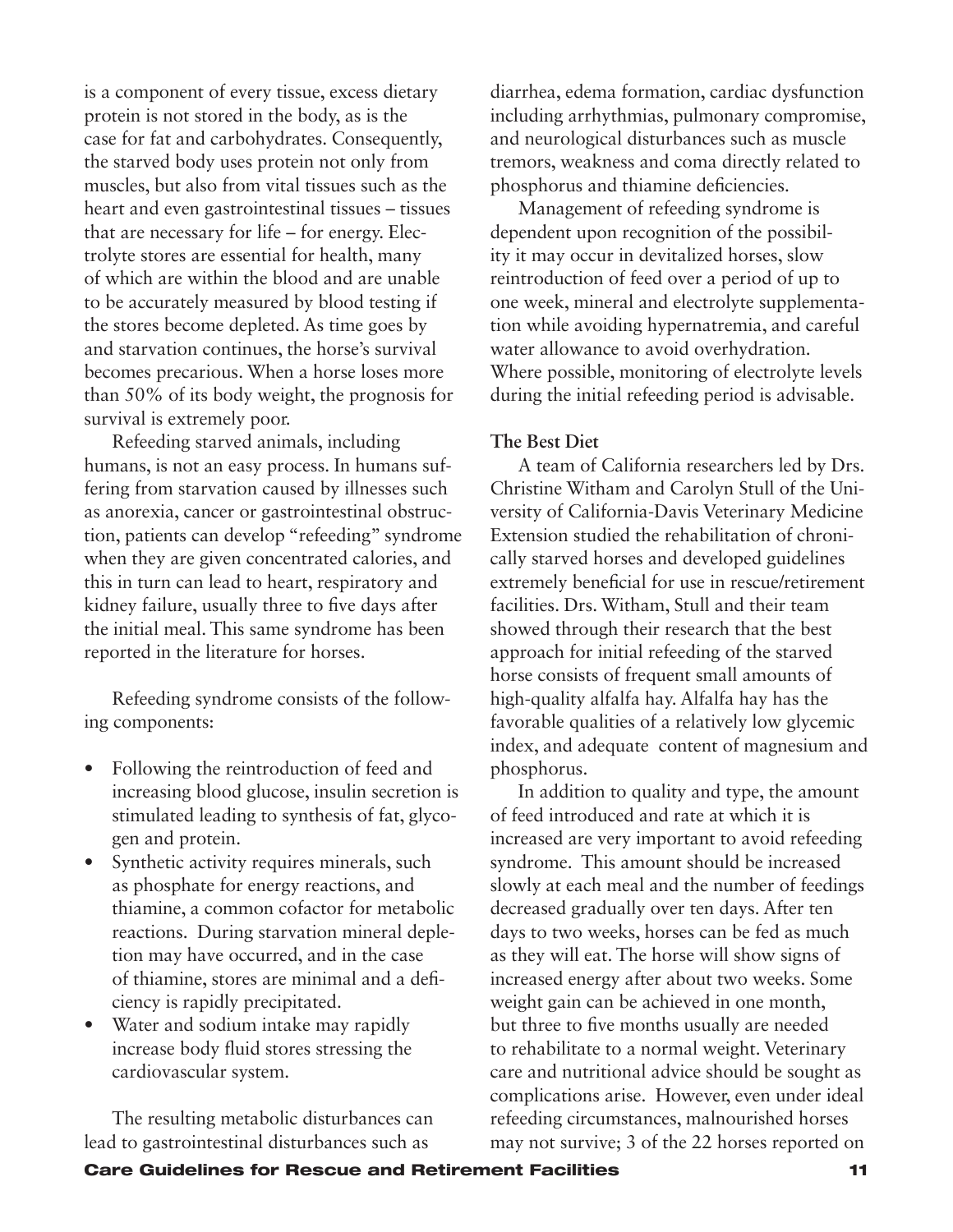is a component of every tissue, excess dietary protein is not stored in the body, as is the case for fat and carbohydrates. Consequently, the starved body uses protein not only from muscles, but also from vital tissues such as the heart and even gastrointestinal tissues – tissues that are necessary for life – for energy. Electrolyte stores are essential for health, many of which are within the blood and are unable to be accurately measured by blood testing if the stores become depleted. As time goes by and starvation continues, the horse's survival becomes precarious. When a horse loses more than 50% of its body weight, the prognosis for survival is extremely poor.

Refeeding starved animals, including humans, is not an easy process. In humans suffering from starvation caused by illnesses such as anorexia, cancer or gastrointestinal obstruction, patients can develop "refeeding" syndrome when they are given concentrated calories, and this in turn can lead to heart, respiratory and kidney failure, usually three to five days after the initial meal. This same syndrome has been reported in the literature for horses.

Refeeding syndrome consists of the following components:

- Following the reintroduction of feed and increasing blood glucose, insulin secretion is stimulated leading to synthesis of fat, glycogen and protein.
- Synthetic activity requires minerals, such as phosphate for energy reactions, and thiamine, a common cofactor for metabolic reactions. During starvation mineral depletion may have occurred, and in the case of thiamine, stores are minimal and a deficiency is rapidly precipitated.
- Water and sodium intake may rapidly increase body fluid stores stressing the cardiovascular system.

The resulting metabolic disturbances can lead to gastrointestinal disturbances such as diarrhea, edema formation, cardiac dysfunction including arrhythmias, pulmonary compromise, and neurological disturbances such as muscle tremors, weakness and coma directly related to phosphorus and thiamine deficiencies.

Management of refeeding syndrome is dependent upon recognition of the possibility it may occur in devitalized horses, slow reintroduction of feed over a period of up to one week, mineral and electrolyte supplementation while avoiding hypernatremia, and careful water allowance to avoid overhydration. Where possible, monitoring of electrolyte levels during the initial refeeding period is advisable.

**The Best Diet**

A team of California researchers led by Drs. Christine Witham and Carolyn Stull of the University of California-Davis Veterinary Medicine Extension studied the rehabilitation of chronically starved horses and developed guidelines extremely beneficial for use in rescue/retirement facilities. Drs. Witham, Stull and their team showed through their research that the best approach for initial refeeding of the starved horse consists of frequent small amounts of high-quality alfalfa hay. Alfalfa hay has the favorable qualities of a relatively low glycemic index, and adequate content of magnesium and phosphorus.

In addition to quality and type, the amount of feed introduced and rate at which it is increased are very important to avoid refeeding syndrome. This amount should be increased slowly at each meal and the number of feedings decreased gradually over ten days. After ten days to two weeks, horses can be fed as much as they will eat. The horse will show signs of increased energy after about two weeks. Some weight gain can be achieved in one month, but three to five months usually are needed to rehabilitate to a normal weight. Veterinary care and nutritional advice should be sought as complications arise. However, even under ideal refeeding circumstances, malnourished horses may not survive; 3 of the 22 horses reported on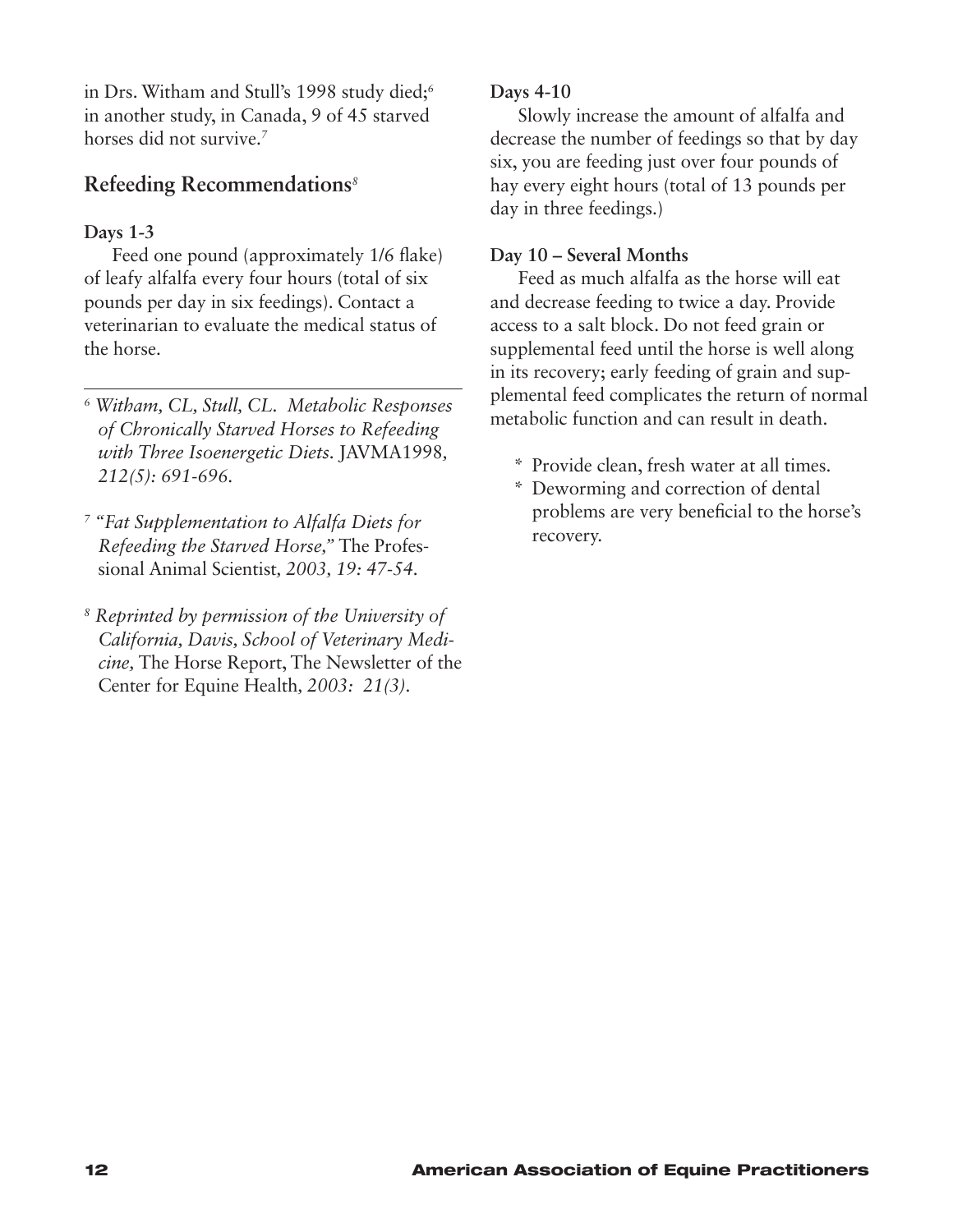in Drs. Witham and Stull's 1998 study died;[6] in another study, in Canada, 9 of 45 starved horses did not survive.[7]

## Refeeding Recommendations[8]

**Days 1-3**

Feed one pound (approximately 1/6 flake) of leafy alfalfa every four hours (total of six pounds per day in six feedings). Contact a veterinarian to evaluate the medical status of the horse.

**Days 4-10**

Slowly increase the amount of alfalfa and decrease the number of feedings so that by day six, you are feeding just over four pounds of hay every eight hours (total of 13 pounds per day in three feedings.)

**Day 10 – Several Months**

Feed as much alfalfa as the horse will eat and decrease feeding to twice a day. Provide access to a salt block. Do not feed grain or supplemental feed until the horse is well along in its recovery; early feeding of grain and supplemental feed complicates the return of normal metabolic function and can result in death.

* Provide clean, fresh water at all times.
* Deworming and correction of dental problems are very beneficial to the horse's recovery.

---

[6] *Witham, CL, Stull, CL. Metabolic Responses of Chronically Starved Horses to Refeeding with Three Isoenergetic Diets.* JAVMA*1998, 212(5): 691-696.*

[7] "*Fat Supplementation to Alfalfa Diets for Refeeding the Starved Horse,*" The Professional Animal Scientist, *2003, 19: 47-54.*

[8] *Reprinted by permission of the University of California, Davis, School of Veterinary Medicine,* The Horse Report, The Newsletter of the Center for Equine Health, *2003: 21(3).*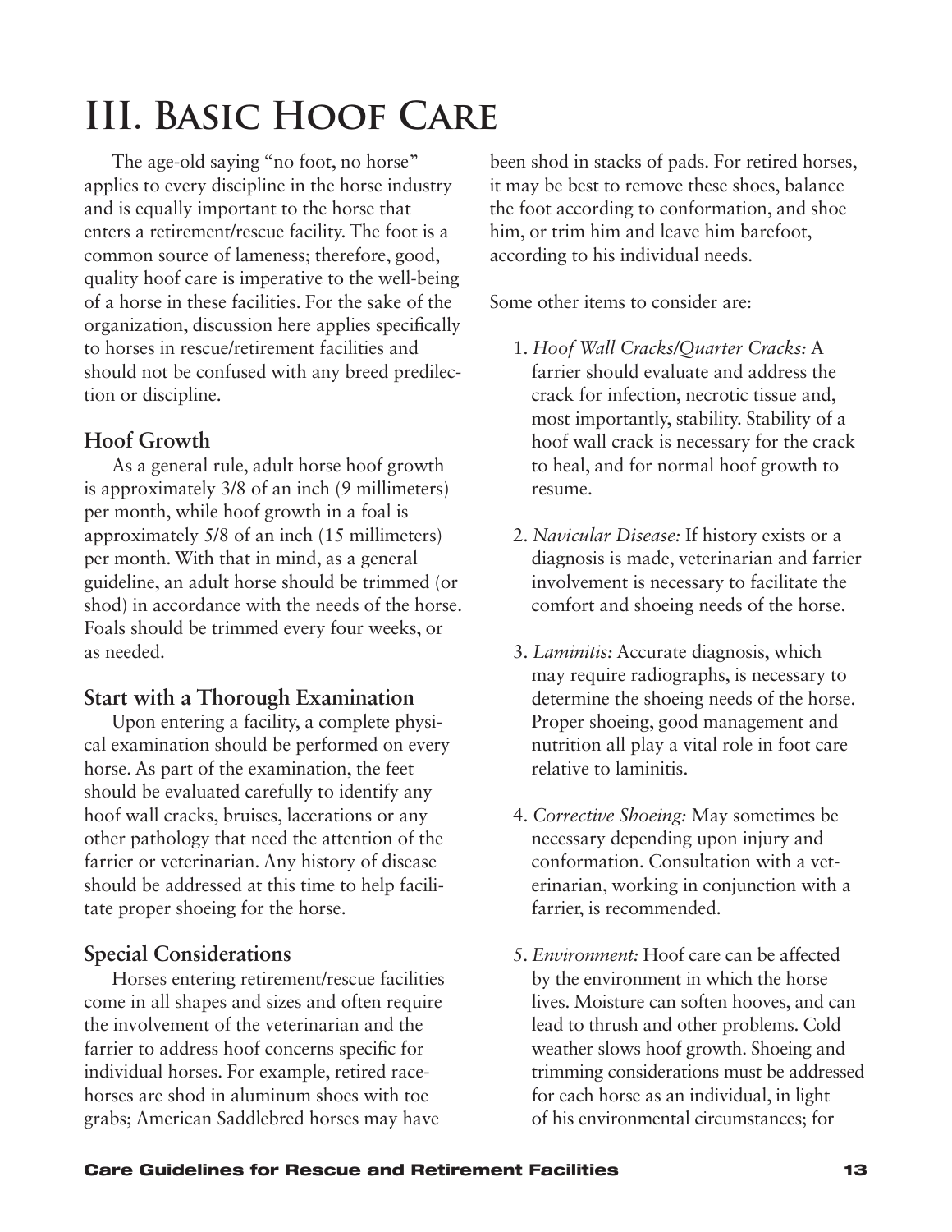# III. Basic Hoof Care

The age-old saying "no foot, no horse" applies to every discipline in the horse industry and is equally important to the horse that enters a retirement/rescue facility. The foot is a common source of lameness; therefore, good, quality hoof care is imperative to the well-being of a horse in these facilities. For the sake of the organization, discussion here applies specifically to horses in rescue/retirement facilities and should not be confused with any breed predilection or discipline.

## Hoof Growth

As a general rule, adult horse hoof growth is approximately 3/8 of an inch (9 millimeters) per month, while hoof growth in a foal is approximately 5/8 of an inch (15 millimeters) per month. With that in mind, as a general guideline, an adult horse should be trimmed (or shod) in accordance with the needs of the horse. Foals should be trimmed every four weeks, or as needed.

## Start with a Thorough Examination

Upon entering a facility, a complete physical examination should be performed on every horse. As part of the examination, the feet should be evaluated carefully to identify any hoof wall cracks, bruises, lacerations or any other pathology that need the attention of the farrier or veterinarian. Any history of disease should be addressed at this time to help facilitate proper shoeing for the horse.

## Special Considerations

Horses entering retirement/rescue facilities come in all shapes and sizes and often require the involvement of the veterinarian and the farrier to address hoof concerns specific for individual horses. For example, retired racehorses are shod in aluminum shoes with toe grabs; American Saddlebred horses may have been shod in stacks of pads. For retired horses, it may be best to remove these shoes, balance the foot according to conformation, and shoe him, or trim him and leave him barefoot, according to his individual needs.

Some other items to consider are:

1. *Hoof Wall Cracks/Quarter Cracks:* A farrier should evaluate and address the crack for infection, necrotic tissue and, most importantly, stability. Stability of a hoof wall crack is necessary for the crack to heal, and for normal hoof growth to resume.

2. *Navicular Disease:* If history exists or a diagnosis is made, veterinarian and farrier involvement is necessary to facilitate the comfort and shoeing needs of the horse.

3. *Laminitis:* Accurate diagnosis, which may require radiographs, is necessary to determine the shoeing needs of the horse. Proper shoeing, good management and nutrition all play a vital role in foot care relative to laminitis.

4. *Corrective Shoeing:* May sometimes be necessary depending upon injury and conformation. Consultation with a veterinarian, working in conjunction with a farrier, is recommended.

5. *Environment:* Hoof care can be affected by the environment in which the horse lives. Moisture can soften hooves, and can lead to thrush and other problems. Cold weather slows hoof growth. Shoeing and trimming considerations must be addressed for each horse as an individual, in light of his environmental circumstances; for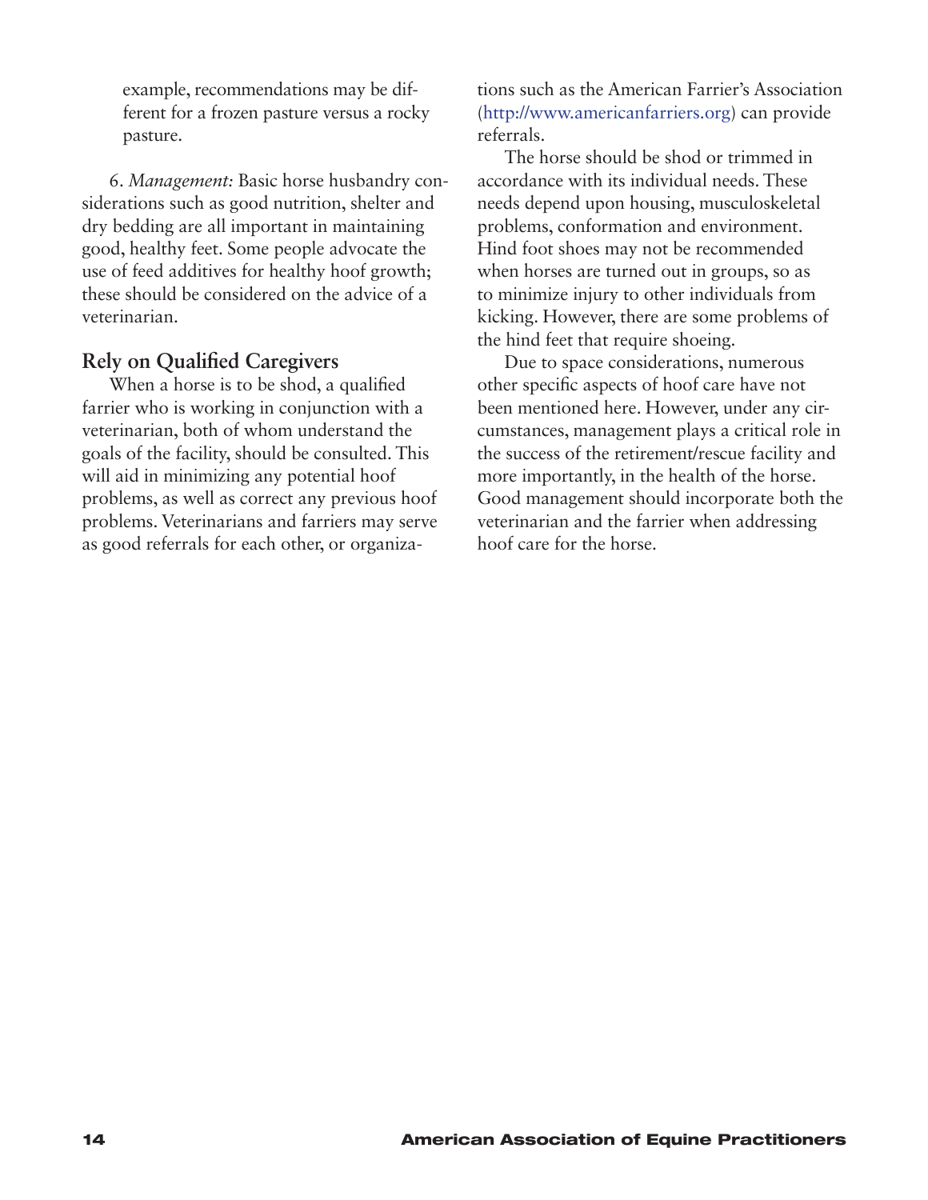example, recommendations may be different for a frozen pasture versus a rocky pasture.

6. *Management:* Basic horse husbandry considerations such as good nutrition, shelter and dry bedding are all important in maintaining good, healthy feet. Some people advocate the use of feed additives for healthy hoof growth; these should be considered on the advice of a veterinarian.

## Rely on Qualified Caregivers

When a horse is to be shod, a qualified farrier who is working in conjunction with a veterinarian, both of whom understand the goals of the facility, should be consulted. This will aid in minimizing any potential hoof problems, as well as correct any previous hoof problems. Veterinarians and farriers may serve as good referrals for each other, or organizations such as the American Farrier's Association (http://www.americanfarriers.org) can provide referrals.

The horse should be shod or trimmed in accordance with its individual needs. These needs depend upon housing, musculoskeletal problems, conformation and environment. Hind foot shoes may not be recommended when horses are turned out in groups, so as to minimize injury to other individuals from kicking. However, there are some problems of the hind feet that require shoeing.

Due to space considerations, numerous other specific aspects of hoof care have not been mentioned here. However, under any circumstances, management plays a critical role in the success of the retirement/rescue facility and more importantly, in the health of the horse. Good management should incorporate both the veterinarian and the farrier when addressing hoof care for the horse.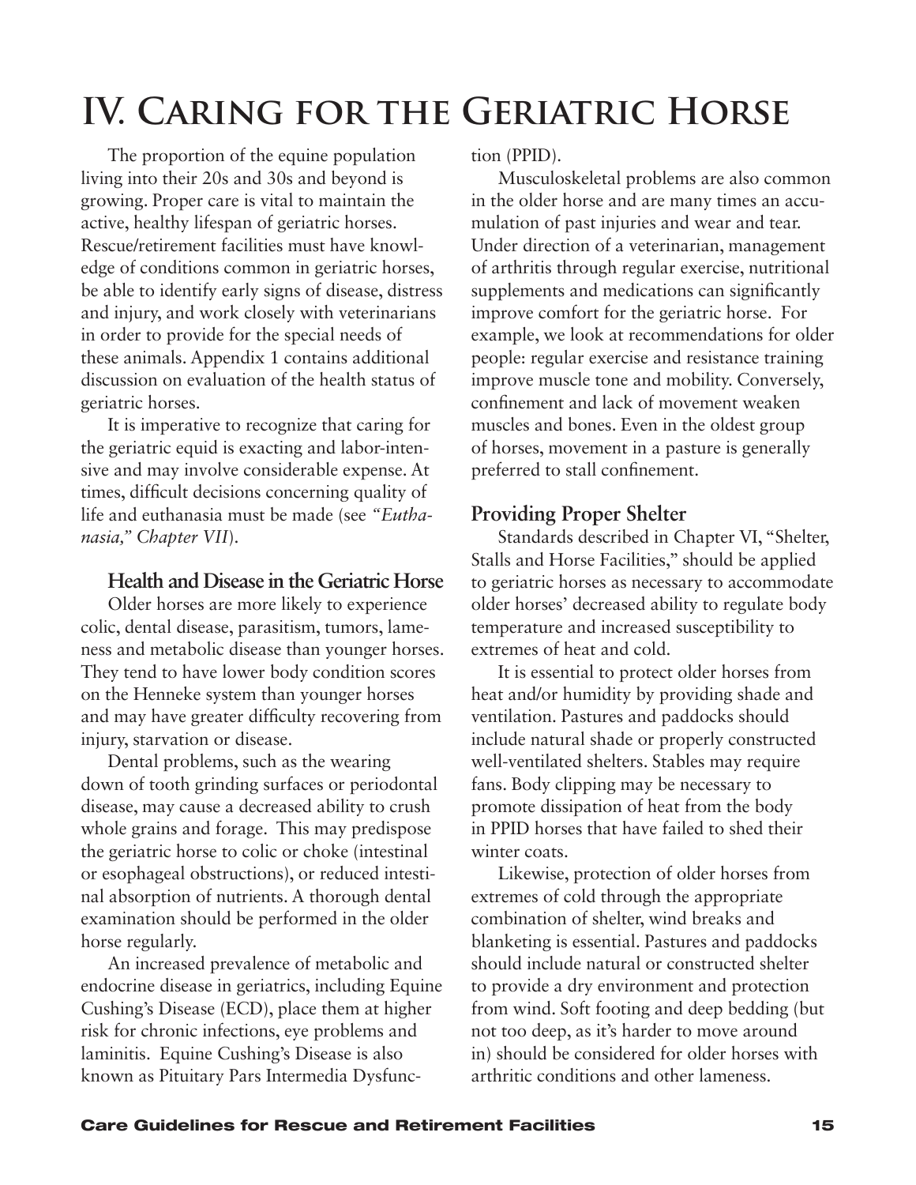# IV. Caring for the Geriatric Horse

The proportion of the equine population living into their 20s and 30s and beyond is growing. Proper care is vital to maintain the active, healthy lifespan of geriatric horses. Rescue/retirement facilities must have knowledge of conditions common in geriatric horses, be able to identify early signs of disease, distress and injury, and work closely with veterinarians in order to provide for the special needs of these animals. Appendix 1 contains additional discussion on evaluation of the health status of geriatric horses.

It is imperative to recognize that caring for the geriatric equid is exacting and labor-intensive and may involve considerable expense. At times, difficult decisions concerning quality of life and euthanasia must be made (see *"Euthanasia," Chapter VII*).

## Health and Disease in the Geriatric Horse

Older horses are more likely to experience colic, dental disease, parasitism, tumors, lameness and metabolic disease than younger horses. They tend to have lower body condition scores on the Henneke system than younger horses and may have greater difficulty recovering from injury, starvation or disease.

Dental problems, such as the wearing down of tooth grinding surfaces or periodontal disease, may cause a decreased ability to crush whole grains and forage. This may predispose the geriatric horse to colic or choke (intestinal or esophageal obstructions), or reduced intestinal absorption of nutrients. A thorough dental examination should be performed in the older horse regularly.

An increased prevalence of metabolic and endocrine disease in geriatrics, including Equine Cushing's Disease (ECD), place them at higher risk for chronic infections, eye problems and laminitis. Equine Cushing's Disease is also known as Pituitary Pars Intermedia Dysfunction (PPID).

Musculoskeletal problems are also common in the older horse and are many times an accumulation of past injuries and wear and tear. Under direction of a veterinarian, management of arthritis through regular exercise, nutritional supplements and medications can significantly improve comfort for the geriatric horse. For example, we look at recommendations for older people: regular exercise and resistance training improve muscle tone and mobility. Conversely, confinement and lack of movement weaken muscles and bones. Even in the oldest group of horses, movement in a pasture is generally preferred to stall confinement.

## Providing Proper Shelter

Standards described in Chapter VI, "Shelter, Stalls and Horse Facilities," should be applied to geriatric horses as necessary to accommodate older horses' decreased ability to regulate body temperature and increased susceptibility to extremes of heat and cold.

It is essential to protect older horses from heat and/or humidity by providing shade and ventilation. Pastures and paddocks should include natural shade or properly constructed well-ventilated shelters. Stables may require fans. Body clipping may be necessary to promote dissipation of heat from the body in PPID horses that have failed to shed their winter coats.

Likewise, protection of older horses from extremes of cold through the appropriate combination of shelter, wind breaks and blanketing is essential. Pastures and paddocks should include natural or constructed shelter to provide a dry environment and protection from wind. Soft footing and deep bedding (but not too deep, as it's harder to move around in) should be considered for older horses with arthritic conditions and other lameness.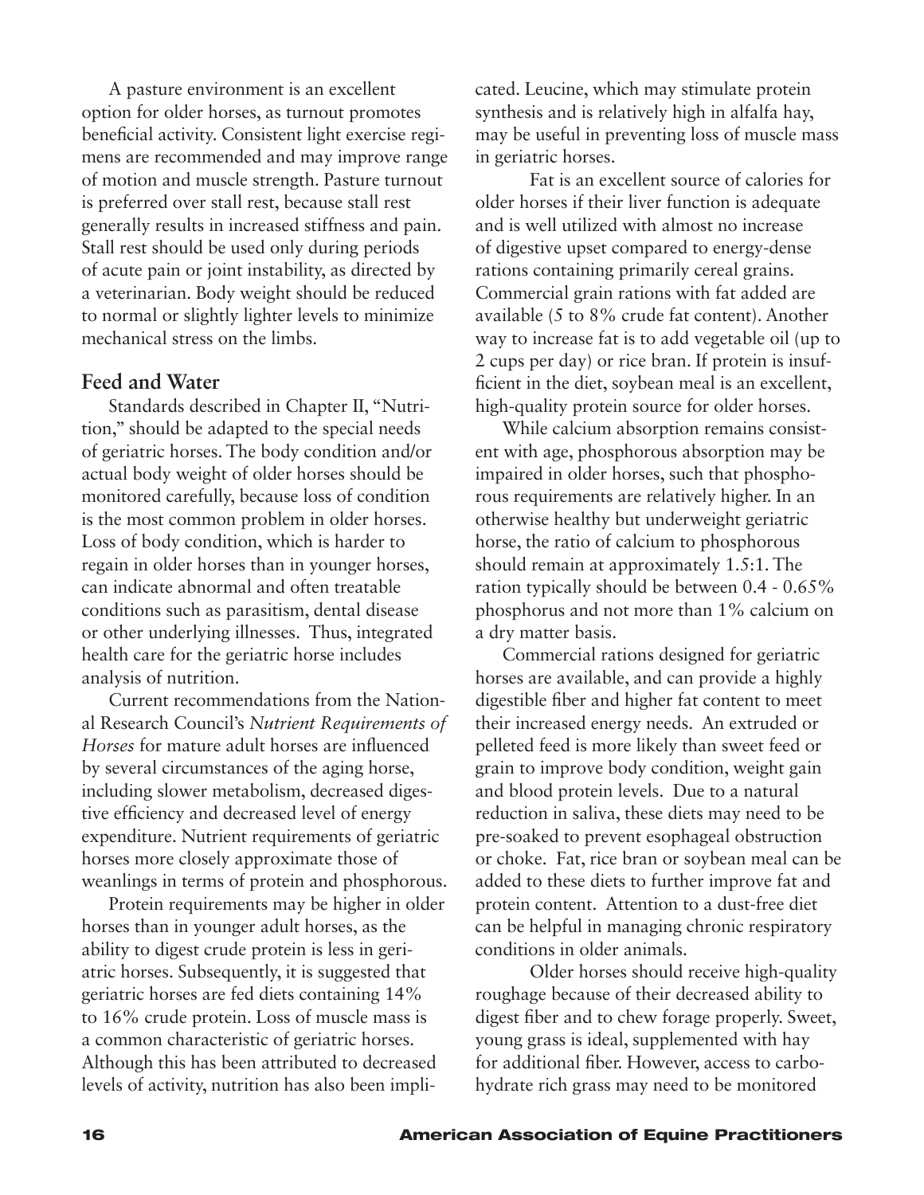A pasture environment is an excellent option for older horses, as turnout promotes beneficial activity. Consistent light exercise regimens are recommended and may improve range of motion and muscle strength. Pasture turnout is preferred over stall rest, because stall rest generally results in increased stiffness and pain. Stall rest should be used only during periods of acute pain or joint instability, as directed by a veterinarian. Body weight should be reduced to normal or slightly lighter levels to minimize mechanical stress on the limbs.

## Feed and Water

Standards described in Chapter II, "Nutrition," should be adapted to the special needs of geriatric horses. The body condition and/or actual body weight of older horses should be monitored carefully, because loss of condition is the most common problem in older horses. Loss of body condition, which is harder to regain in older horses than in younger horses, can indicate abnormal and often treatable conditions such as parasitism, dental disease or other underlying illnesses. Thus, integrated health care for the geriatric horse includes analysis of nutrition.

Current recommendations from the National Research Council's *Nutrient Requirements of Horses* for mature adult horses are influenced by several circumstances of the aging horse, including slower metabolism, decreased digestive efficiency and decreased level of energy expenditure. Nutrient requirements of geriatric horses more closely approximate those of weanlings in terms of protein and phosphorous.

Protein requirements may be higher in older horses than in younger adult horses, as the ability to digest crude protein is less in geriatric horses. Subsequently, it is suggested that geriatric horses are fed diets containing 14% to 16% crude protein. Loss of muscle mass is a common characteristic of geriatric horses. Although this has been attributed to decreased levels of activity, nutrition has also been implicated. Leucine, which may stimulate protein synthesis and is relatively high in alfalfa hay, may be useful in preventing loss of muscle mass in geriatric horses.

Fat is an excellent source of calories for older horses if their liver function is adequate and is well utilized with almost no increase of digestive upset compared to energy-dense rations containing primarily cereal grains. Commercial grain rations with fat added are available (5 to 8% crude fat content). Another way to increase fat is to add vegetable oil (up to 2 cups per day) or rice bran. If protein is insufficient in the diet, soybean meal is an excellent, high-quality protein source for older horses.

While calcium absorption remains consistent with age, phosphorous absorption may be impaired in older horses, such that phosphorous requirements are relatively higher. In an otherwise healthy but underweight geriatric horse, the ratio of calcium to phosphorous should remain at approximately 1.5:1. The ration typically should be between 0.4 - 0.65% phosphorus and not more than 1% calcium on a dry matter basis.

Commercial rations designed for geriatric horses are available, and can provide a highly digestible fiber and higher fat content to meet their increased energy needs. An extruded or pelleted feed is more likely than sweet feed or grain to improve body condition, weight gain and blood protein levels. Due to a natural reduction in saliva, these diets may need to be pre-soaked to prevent esophageal obstruction or choke. Fat, rice bran or soybean meal can be added to these diets to further improve fat and protein content. Attention to a dust-free diet can be helpful in managing chronic respiratory conditions in older animals.

Older horses should receive high-quality roughage because of their decreased ability to digest fiber and to chew forage properly. Sweet, young grass is ideal, supplemented with hay for additional fiber. However, access to carbohydrate rich grass may need to be monitored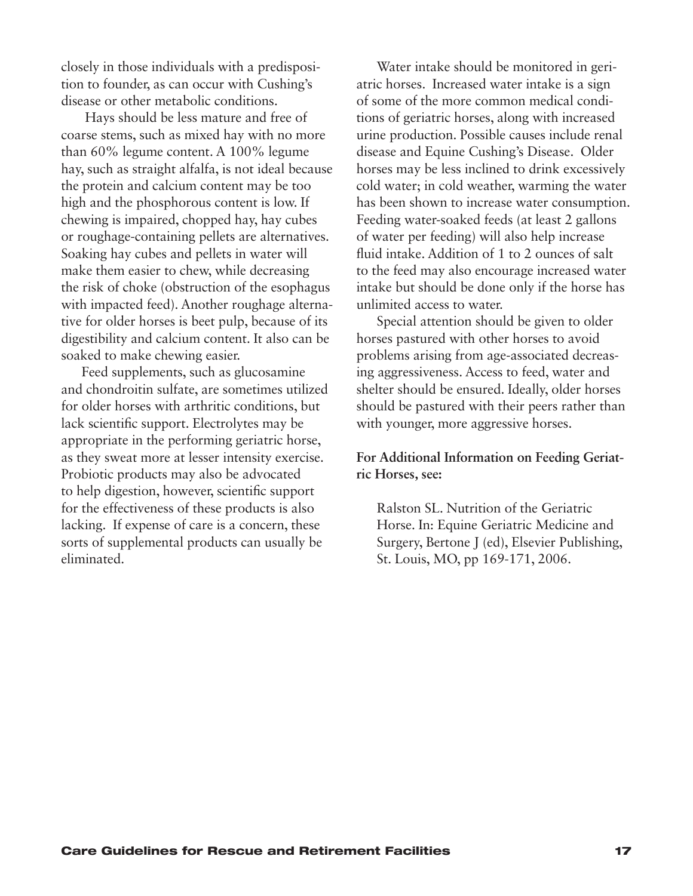closely in those individuals with a predisposition to founder, as can occur with Cushing's disease or other metabolic conditions.

Hays should be less mature and free of coarse stems, such as mixed hay with no more than 60% legume content. A 100% legume hay, such as straight alfalfa, is not ideal because the protein and calcium content may be too high and the phosphorous content is low. If chewing is impaired, chopped hay, hay cubes or roughage-containing pellets are alternatives. Soaking hay cubes and pellets in water will make them easier to chew, while decreasing the risk of choke (obstruction of the esophagus with impacted feed). Another roughage alternative for older horses is beet pulp, because of its digestibility and calcium content. It also can be soaked to make chewing easier.

Feed supplements, such as glucosamine and chondroitin sulfate, are sometimes utilized for older horses with arthritic conditions, but lack scientific support. Electrolytes may be appropriate in the performing geriatric horse, as they sweat more at lesser intensity exercise. Probiotic products may also be advocated to help digestion, however, scientific support for the effectiveness of these products is also lacking. If expense of care is a concern, these sorts of supplemental products can usually be eliminated.

Water intake should be monitored in geriatric horses. Increased water intake is a sign of some of the more common medical conditions of geriatric horses, along with increased urine production. Possible causes include renal disease and Equine Cushing's Disease. Older horses may be less inclined to drink excessively cold water; in cold weather, warming the water has been shown to increase water consumption. Feeding water-soaked feeds (at least 2 gallons of water per feeding) will also help increase fluid intake. Addition of 1 to 2 ounces of salt to the feed may also encourage increased water intake but should be done only if the horse has unlimited access to water.

Special attention should be given to older horses pastured with other horses to avoid problems arising from age-associated decreasing aggressiveness. Access to feed, water and shelter should be ensured. Ideally, older horses should be pastured with their peers rather than with younger, more aggressive horses.

**For Additional Information on Feeding Geriatric Horses, see:**

Ralston SL. Nutrition of the Geriatric Horse. In: Equine Geriatric Medicine and Surgery, Bertone J (ed), Elsevier Publishing, St. Louis, MO, pp 169-171, 2006.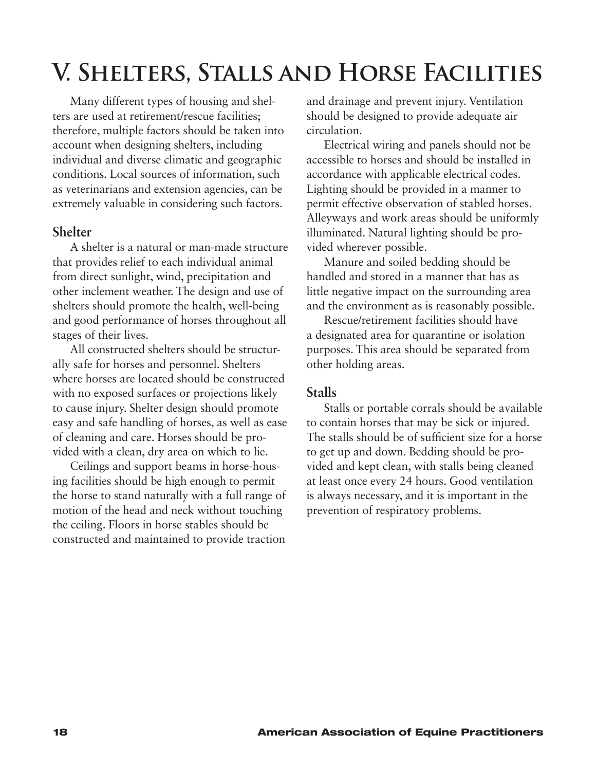# V. Shelters, Stalls and Horse Facilities

Many different types of housing and shelters are used at retirement/rescue facilities; therefore, multiple factors should be taken into account when designing shelters, including individual and diverse climatic and geographic conditions. Local sources of information, such as veterinarians and extension agencies, can be extremely valuable in considering such factors.

## Shelter

A shelter is a natural or man-made structure that provides relief to each individual animal from direct sunlight, wind, precipitation and other inclement weather. The design and use of shelters should promote the health, well-being and good performance of horses throughout all stages of their lives.

All constructed shelters should be structurally safe for horses and personnel. Shelters where horses are located should be constructed with no exposed surfaces or projections likely to cause injury. Shelter design should promote easy and safe handling of horses, as well as ease of cleaning and care. Horses should be provided with a clean, dry area on which to lie.

Ceilings and support beams in horse-housing facilities should be high enough to permit the horse to stand naturally with a full range of motion of the head and neck without touching the ceiling. Floors in horse stables should be constructed and maintained to provide traction and drainage and prevent injury. Ventilation should be designed to provide adequate air circulation.

Electrical wiring and panels should not be accessible to horses and should be installed in accordance with applicable electrical codes. Lighting should be provided in a manner to permit effective observation of stabled horses. Alleyways and work areas should be uniformly illuminated. Natural lighting should be provided wherever possible.

Manure and soiled bedding should be handled and stored in a manner that has as little negative impact on the surrounding area and the environment as is reasonably possible.

Rescue/retirement facilities should have a designated area for quarantine or isolation purposes. This area should be separated from other holding areas.

## Stalls

Stalls or portable corrals should be available to contain horses that may be sick or injured. The stalls should be of sufficient size for a horse to get up and down. Bedding should be provided and kept clean, with stalls being cleaned at least once every 24 hours. Good ventilation is always necessary, and it is important in the prevention of respiratory problems.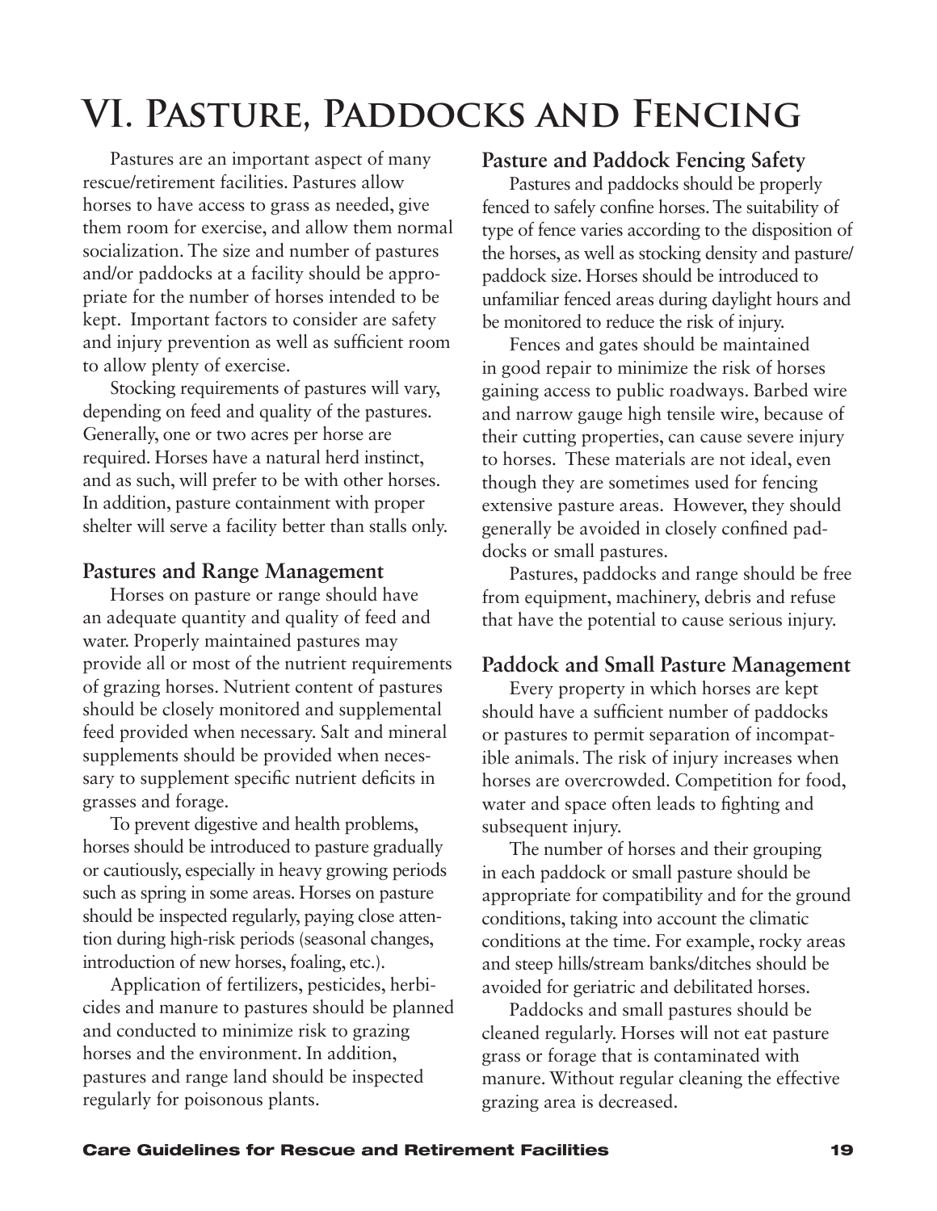# VI. Pasture, Paddocks and Fencing

Pastures are an important aspect of many rescue/retirement facilities. Pastures allow horses to have access to grass as needed, give them room for exercise, and allow them normal socialization. The size and number of pastures and/or paddocks at a facility should be appropriate for the number of horses intended to be kept. Important factors to consider are safety and injury prevention as well as sufficient room to allow plenty of exercise.

Stocking requirements of pastures will vary, depending on feed and quality of the pastures. Generally, one or two acres per horse are required. Horses have a natural herd instinct, and as such, will prefer to be with other horses. In addition, pasture containment with proper shelter will serve a facility better than stalls only.

## Pastures and Range Management

Horses on pasture or range should have an adequate quantity and quality of feed and water. Properly maintained pastures may provide all or most of the nutrient requirements of grazing horses. Nutrient content of pastures should be closely monitored and supplemental feed provided when necessary. Salt and mineral supplements should be provided when necessary to supplement specific nutrient deficits in grasses and forage.

To prevent digestive and health problems, horses should be introduced to pasture gradually or cautiously, especially in heavy growing periods such as spring in some areas. Horses on pasture should be inspected regularly, paying close attention during high-risk periods (seasonal changes, introduction of new horses, foaling, etc.).

Application of fertilizers, pesticides, herbicides and manure to pastures should be planned and conducted to minimize risk to grazing horses and the environment. In addition, pastures and range land should be inspected regularly for poisonous plants.

## Pasture and Paddock Fencing Safety

Pastures and paddocks should be properly fenced to safely confine horses. The suitability of type of fence varies according to the disposition of the horses, as well as stocking density and pasture/paddock size. Horses should be introduced to unfamiliar fenced areas during daylight hours and be monitored to reduce the risk of injury.

Fences and gates should be maintained in good repair to minimize the risk of horses gaining access to public roadways. Barbed wire and narrow gauge high tensile wire, because of their cutting properties, can cause severe injury to horses. These materials are not ideal, even though they are sometimes used for fencing extensive pasture areas. However, they should generally be avoided in closely confined paddocks or small pastures.

Pastures, paddocks and range should be free from equipment, machinery, debris and refuse that have the potential to cause serious injury.

## Paddock and Small Pasture Management

Every property in which horses are kept should have a sufficient number of paddocks or pastures to permit separation of incompatible animals. The risk of injury increases when horses are overcrowded. Competition for food, water and space often leads to fighting and subsequent injury.

The number of horses and their grouping in each paddock or small pasture should be appropriate for compatibility and for the ground conditions, taking into account the climatic conditions at the time. For example, rocky areas and steep hills/stream banks/ditches should be avoided for geriatric and debilitated horses.

Paddocks and small pastures should be cleaned regularly. Horses will not eat pasture grass or forage that is contaminated with manure. Without regular cleaning the effective grazing area is decreased.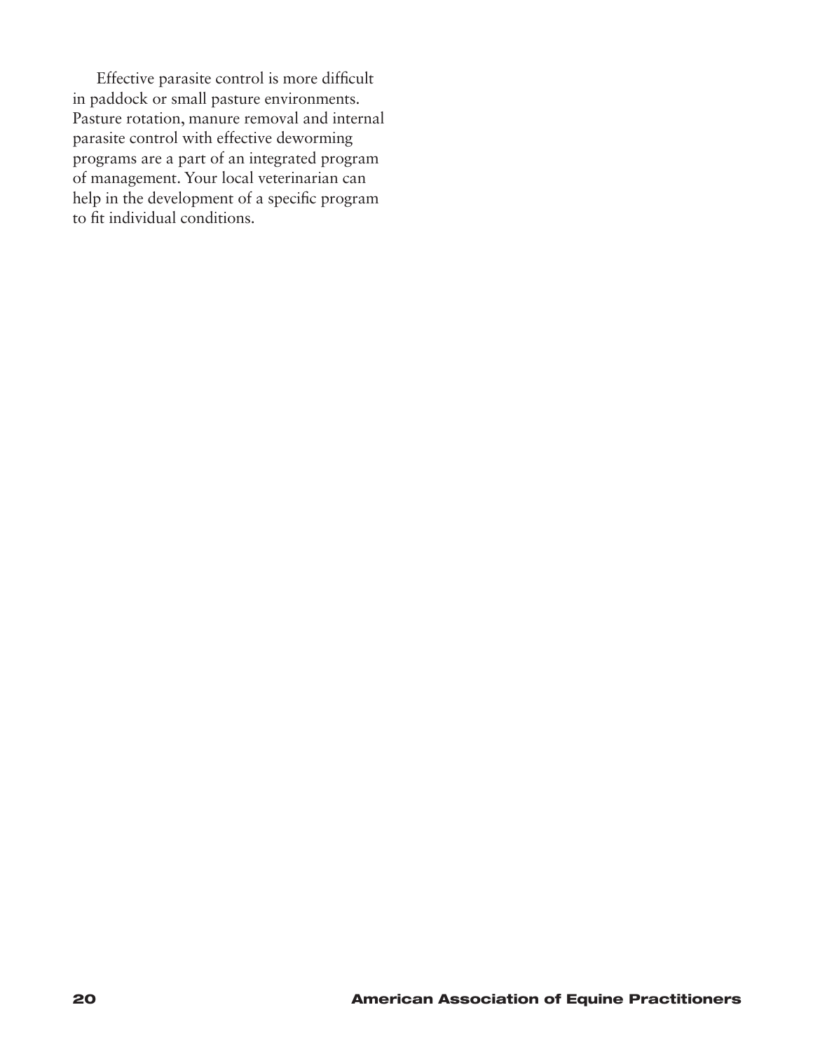Effective parasite control is more difficult in paddock or small pasture environments. Pasture rotation, manure removal and internal parasite control with effective deworming programs are a part of an integrated program of management. Your local veterinarian can help in the development of a specific program to fit individual conditions.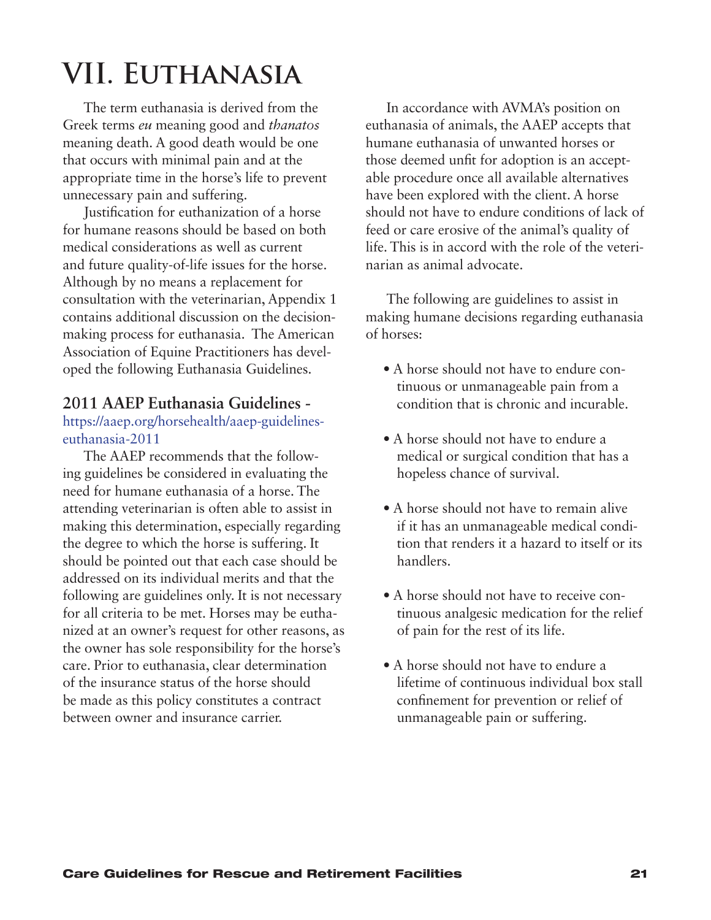# VII. Euthanasia

The term euthanasia is derived from the Greek terms *eu* meaning good and *thanatos* meaning death. A good death would be one that occurs with minimal pain and at the appropriate time in the horse's life to prevent unnecessary pain and suffering.

Justification for euthanization of a horse for humane reasons should be based on both medical considerations as well as current and future quality-of-life issues for the horse. Although by no means a replacement for consultation with the veterinarian, Appendix 1 contains additional discussion on the decision-making process for euthanasia. The American Association of Equine Practitioners has developed the following Euthanasia Guidelines.

### 2011 AAEP Euthanasia Guidelines - https://aaep.org/horsehealth/aaep-guidelines-euthanasia-2011

The AAEP recommends that the following guidelines be considered in evaluating the need for humane euthanasia of a horse. The attending veterinarian is often able to assist in making this determination, especially regarding the degree to which the horse is suffering. It should be pointed out that each case should be addressed on its individual merits and that the following are guidelines only. It is not necessary for all criteria to be met. Horses may be euthanized at an owner's request for other reasons, as the owner has sole responsibility for the horse's care. Prior to euthanasia, clear determination of the insurance status of the horse should be made as this policy constitutes a contract between owner and insurance carrier.

In accordance with AVMA's position on euthanasia of animals, the AAEP accepts that humane euthanasia of unwanted horses or those deemed unfit for adoption is an acceptable procedure once all available alternatives have been explored with the client. A horse should not have to endure conditions of lack of feed or care erosive of the animal's quality of life. This is in accord with the role of the veterinarian as animal advocate.

The following are guidelines to assist in making humane decisions regarding euthanasia of horses:

- A horse should not have to endure continuous or unmanageable pain from a condition that is chronic and incurable.
- A horse should not have to endure a medical or surgical condition that has a hopeless chance of survival.
- A horse should not have to remain alive if it has an unmanageable medical condition that renders it a hazard to itself or its handlers.
- A horse should not have to receive continuous analgesic medication for the relief of pain for the rest of its life.
- A horse should not have to endure a lifetime of continuous individual box stall confinement for prevention or relief of unmanageable pain or suffering.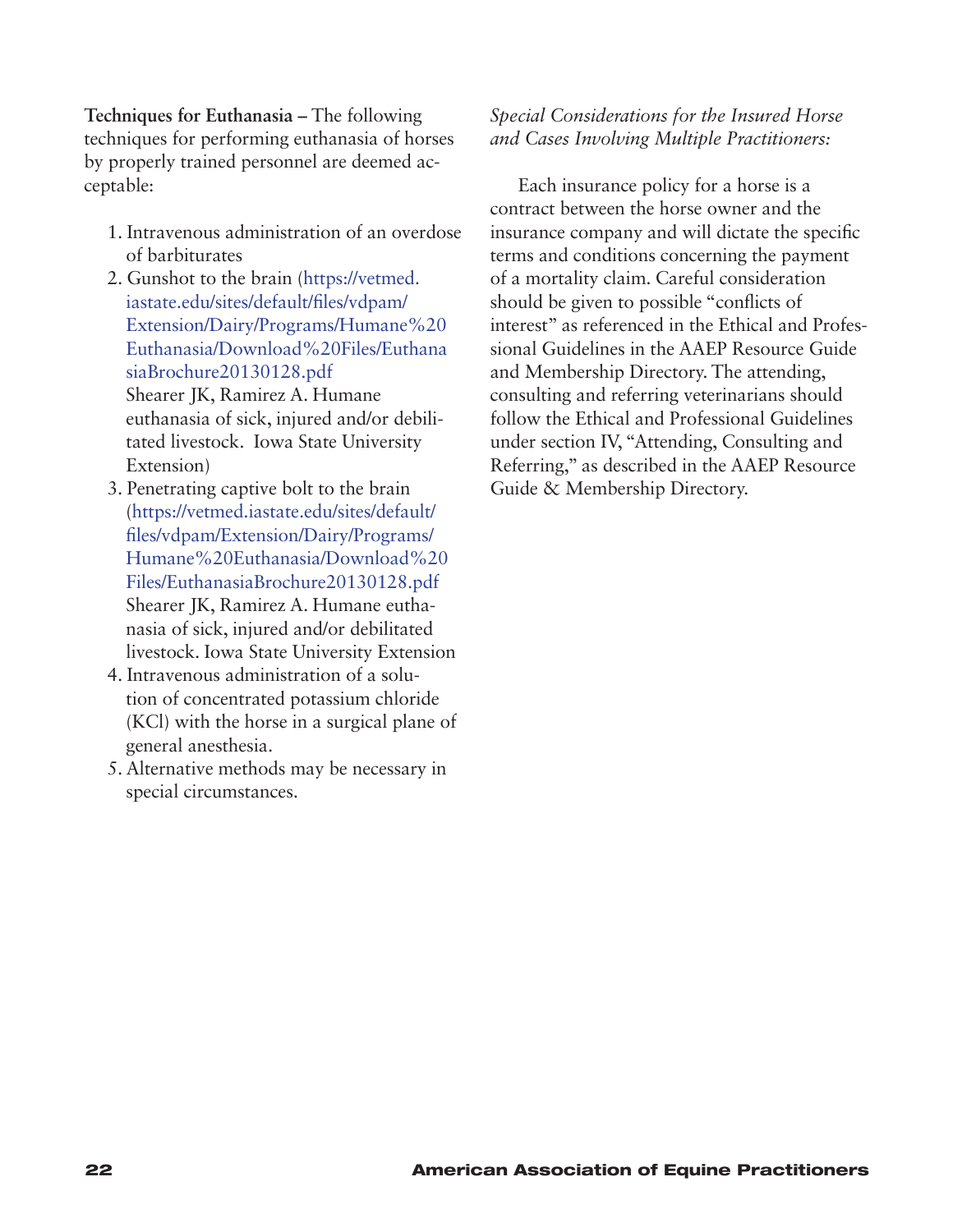**Techniques for Euthanasia –** The following techniques for performing euthanasia of horses by properly trained personnel are deemed acceptable:

1. Intravenous administration of an overdose of barbiturates
2. Gunshot to the brain (https://vetmed.iastate.edu/sites/default/files/vdpam/Extension/Dairy/Programs/Humane%20Euthanasia/Download%20Files/EuthanasiaBrochure20130128.pdf
   Shearer JK, Ramirez A. Humane euthanasia of sick, injured and/or debilitated livestock. Iowa State University Extension)
3. Penetrating captive bolt to the brain (https://vetmed.iastate.edu/sites/default/files/vdpam/Extension/Dairy/Programs/Humane%20Euthanasia/Download%20Files/EuthanasiaBrochure20130128.pdf
   Shearer JK, Ramirez A. Humane euthanasia of sick, injured and/or debilitated livestock. Iowa State University Extension
4. Intravenous administration of a solution of concentrated potassium chloride (KCl) with the horse in a surgical plane of general anesthesia.
5. Alternative methods may be necessary in special circumstances.

*Special Considerations for the Insured Horse and Cases Involving Multiple Practitioners:*

Each insurance policy for a horse is a contract between the horse owner and the insurance company and will dictate the specific terms and conditions concerning the payment of a mortality claim. Careful consideration should be given to possible "conflicts of interest" as referenced in the Ethical and Professional Guidelines in the AAEP Resource Guide and Membership Directory. The attending, consulting and referring veterinarians should follow the Ethical and Professional Guidelines under section IV, "Attending, Consulting and Referring," as described in the AAEP Resource Guide & Membership Directory.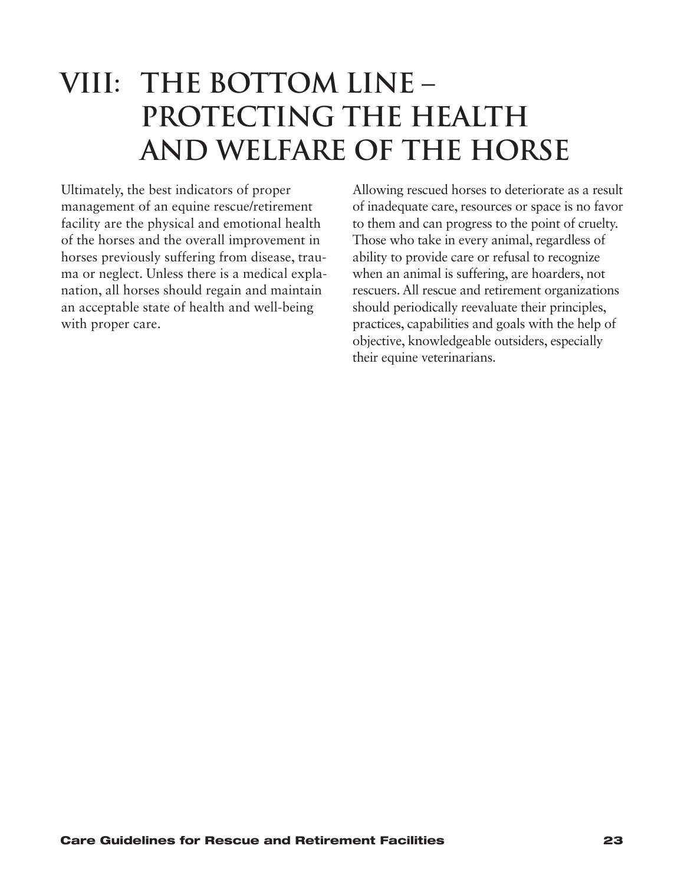# VIII: THE BOTTOM LINE – PROTECTING THE HEALTH AND WELFARE OF THE HORSE

Ultimately, the best indicators of proper management of an equine rescue/retirement facility are the physical and emotional health of the horses and the overall improvement in horses previously suffering from disease, trauma or neglect. Unless there is a medical explanation, all horses should regain and maintain an acceptable state of health and well-being with proper care.

Allowing rescued horses to deteriorate as a result of inadequate care, resources or space is no favor to them and can progress to the point of cruelty. Those who take in every animal, regardless of ability to provide care or refusal to recognize when an animal is suffering, are hoarders, not rescuers. All rescue and retirement organizations should periodically reevaluate their principles, practices, capabilities and goals with the help of objective, knowledgeable outsiders, especially their equine veterinarians.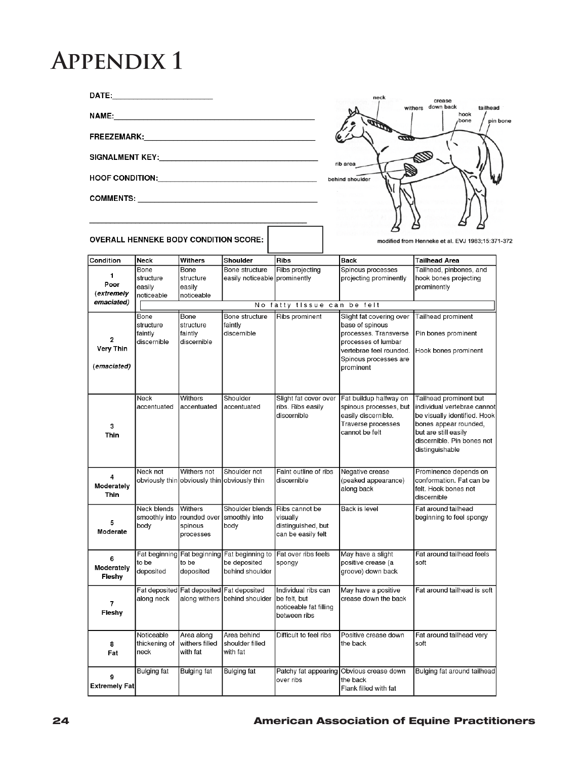# Appendix 1

DATE:______________________

NAME:____________________________________________

FREEZEMARK:______________________________________

SIGNALMENT KEY:___________________________________

HOOF CONDITION:___________________________________

COMMENTS: _______________________________________

_______________________________________________

neck | withers | crease down back | tailhead | hook bone | pin bone | rib area | behind shoulder

modified from Henneke et al. EVJ 1983;15:371-372

**OVERALL HENNEKE BODY CONDITION SCORE:**

| Condition | Neck | Withers | Shoulder | Ribs | Back | Tailhead Area |
|---|---|---|---|---|---|---|
| **1 Poor** (***extremely emaciated***) | Bone structure easily noticeable | Bone structure easily noticeable | Bone structure easily noticeable | Ribs projecting prominently | Spinous processes projecting prominently | Tailhead, pinbones, and hook bones projecting prominently |
| | No fatty tissue can be felt | | | | | |
| **2 Very Thin** (*emaciated*) | Bone structure faintly discernible | Bone structure faintly discernible | Bone structure faintly discernible | Ribs prominent | Slight fat covering over base of spinous processes. Transverse processes of lumbar vertebrae feel rounded. Spinous processes are prominent | Tailhead prominent<br>Pin bones prominent<br>Hook bones prominent |
| **3 Thin** | Neck accentuated | Withers accentuated | Shoulder accentuated | Slight fat cover over ribs. Ribs easily discernible | Fat buildup halfway on spinous processes, but easily discernible. Traverse processes cannot be felt | Tailhead prominent but individual vertebrae cannot be visually identified. Hook bones appear rounded, but are still easily discernible. Pin bones not distinguishable |
| **4 Moderately Thin** | Neck not obviously thin | Withers not obviously thin | Shoulder not obviously thin | Faint outline of ribs discernible | Negative crease (peaked appearance) along back | Prominence depends on conformation. Fat can be felt. Hook bones not discernible |
| **5 Moderate** | Neck blends smoothly into body | Withers rounded over spinous processes | Shoulder blends smoothly into body | Ribs cannot be visually distinguished, but can be easily felt | Back is level | Fat around tailhead beginning to feel spongy |
| **6 Moderately Fleshy** | Fat beginning to be deposited | Fat beginning to be deposited | Fat beginning to be deposited behind shoulder | Fat over ribs feels spongy | May have a slight positive crease (a groove) down back | Fat around tailhead feels soft |
| **7 Fleshy** | Fat deposited along neck | Fat deposited along withers | Fat deposited behind shoulder | Individual ribs can be felt, but noticeable fat filling between ribs | May have a positive crease down the back | Fat around tailhead is soft |
| **8 Fat** | Noticeable thickening of neck | Area along withers filled with fat | Area behind shoulder filled with fat | Difficult to feel ribs | Positive crease down the back | Fat around tailhead very soft |
| **9 Extremely Fat** | Bulging fat | Bulging fat | Bulging fat | Patchy fat appearing over ribs | Obvious crease down the back<br>Flank filled with fat | Bulging fat around tailhead |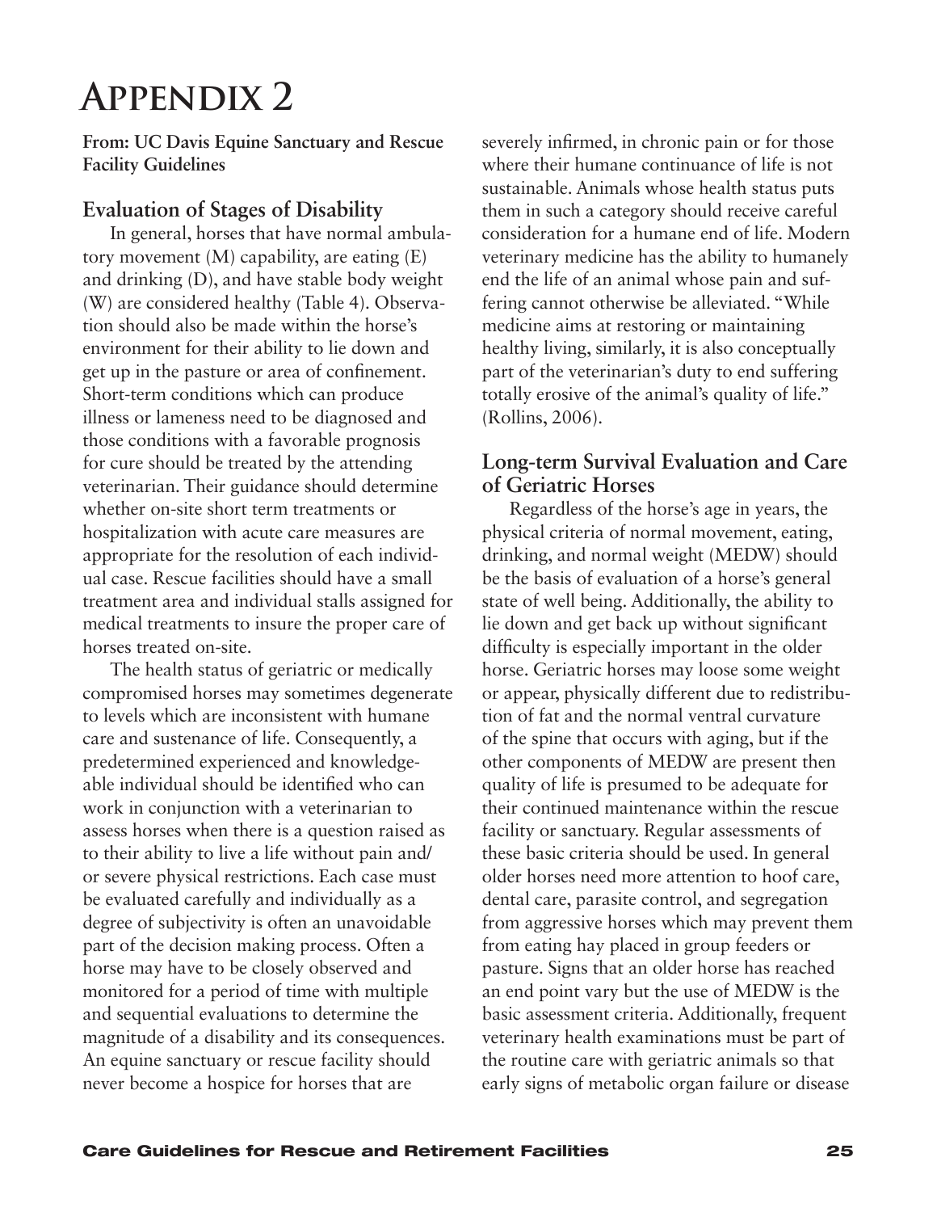# Appendix 2

**From: UC Davis Equine Sanctuary and Rescue Facility Guidelines**

## Evaluation of Stages of Disability

In general, horses that have normal ambulatory movement (M) capability, are eating (E) and drinking (D), and have stable body weight (W) are considered healthy (Table 4). Observation should also be made within the horse's environment for their ability to lie down and get up in the pasture or area of confinement. Short-term conditions which can produce illness or lameness need to be diagnosed and those conditions with a favorable prognosis for cure should be treated by the attending veterinarian. Their guidance should determine whether on-site short term treatments or hospitalization with acute care measures are appropriate for the resolution of each individual case. Rescue facilities should have a small treatment area and individual stalls assigned for medical treatments to insure the proper care of horses treated on-site.

The health status of geriatric or medically compromised horses may sometimes degenerate to levels which are inconsistent with humane care and sustenance of life. Consequently, a predetermined experienced and knowledgeable individual should be identified who can work in conjunction with a veterinarian to assess horses when there is a question raised as to their ability to live a life without pain and/or severe physical restrictions. Each case must be evaluated carefully and individually as a degree of subjectivity is often an unavoidable part of the decision making process. Often a horse may have to be closely observed and monitored for a period of time with multiple and sequential evaluations to determine the magnitude of a disability and its consequences. An equine sanctuary or rescue facility should never become a hospice for horses that are severely infirmed, in chronic pain or for those where their humane continuance of life is not sustainable. Animals whose health status puts them in such a category should receive careful consideration for a humane end of life. Modern veterinary medicine has the ability to humanely end the life of an animal whose pain and suffering cannot otherwise be alleviated. "While medicine aims at restoring or maintaining healthy living, similarly, it is also conceptually part of the veterinarian's duty to end suffering totally erosive of the animal's quality of life." (Rollins, 2006).

## Long-term Survival Evaluation and Care of Geriatric Horses

Regardless of the horse's age in years, the physical criteria of normal movement, eating, drinking, and normal weight (MEDW) should be the basis of evaluation of a horse's general state of well being. Additionally, the ability to lie down and get back up without significant difficulty is especially important in the older horse. Geriatric horses may loose some weight or appear, physically different due to redistribution of fat and the normal ventral curvature of the spine that occurs with aging, but if the other components of MEDW are present then quality of life is presumed to be adequate for their continued maintenance within the rescue facility or sanctuary. Regular assessments of these basic criteria should be used. In general older horses need more attention to hoof care, dental care, parasite control, and segregation from aggressive horses which may prevent them from eating hay placed in group feeders or pasture. Signs that an older horse has reached an end point vary but the use of MEDW is the basic assessment criteria. Additionally, frequent veterinary health examinations must be part of the routine care with geriatric animals so that early signs of metabolic organ failure or disease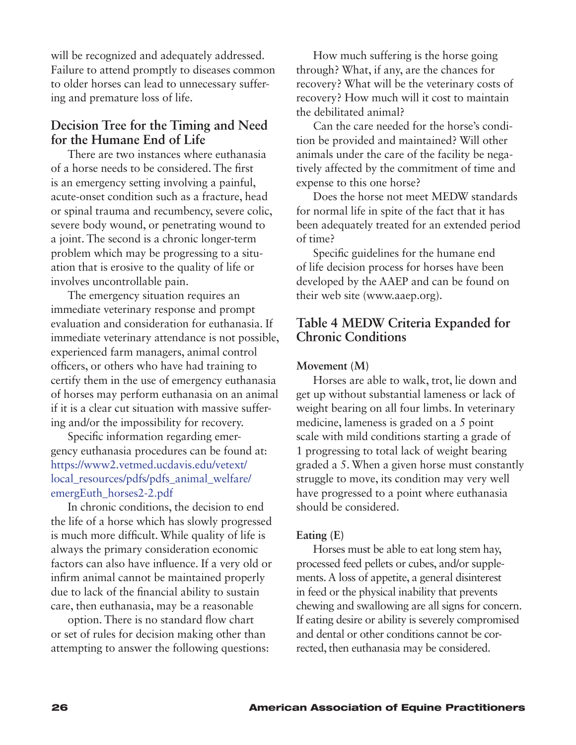will be recognized and adequately addressed. Failure to attend promptly to diseases common to older horses can lead to unnecessary suffering and premature loss of life.

## Decision Tree for the Timing and Need for the Humane End of Life

There are two instances where euthanasia of a horse needs to be considered. The first is an emergency setting involving a painful, acute-onset condition such as a fracture, head or spinal trauma and recumbency, severe colic, severe body wound, or penetrating wound to a joint. The second is a chronic longer-term problem which may be progressing to a situation that is erosive to the quality of life or involves uncontrollable pain.

The emergency situation requires an immediate veterinary response and prompt evaluation and consideration for euthanasia. If immediate veterinary attendance is not possible, experienced farm managers, animal control officers, or others who have had training to certify them in the use of emergency euthanasia of horses may perform euthanasia on an animal if it is a clear cut situation with massive suffering and/or the impossibility for recovery.

Specific information regarding emergency euthanasia procedures can be found at: https://www2.vetmed.ucdavis.edu/vetext/local_resources/pdfs/pdfs_animal_welfare/emergEuth_horses2-2.pdf

In chronic conditions, the decision to end the life of a horse which has slowly progressed is much more difficult. While quality of life is always the primary consideration economic factors can also have influence. If a very old or infirm animal cannot be maintained properly due to lack of the financial ability to sustain care, then euthanasia, may be a reasonable option. There is no standard flow chart or set of rules for decision making other than attempting to answer the following questions:

How much suffering is the horse going through? What, if any, are the chances for recovery? What will be the veterinary costs of recovery? How much will it cost to maintain the debilitated animal?

Can the care needed for the horse's condition be provided and maintained? Will other animals under the care of the facility be negatively affected by the commitment of time and expense to this one horse?

Does the horse not meet MEDW standards for normal life in spite of the fact that it has been adequately treated for an extended period of time?

Specific guidelines for the humane end of life decision process for horses have been developed by the AAEP and can be found on their web site (www.aaep.org).

## Table 4 MEDW Criteria Expanded for Chronic Conditions

**Movement (M)**

Horses are able to walk, trot, lie down and get up without substantial lameness or lack of weight bearing on all four limbs. In veterinary medicine, lameness is graded on a 5 point scale with mild conditions starting a grade of 1 progressing to total lack of weight bearing graded a 5. When a given horse must constantly struggle to move, its condition may very well have progressed to a point where euthanasia should be considered.

**Eating (E)**

Horses must be able to eat long stem hay, processed feed pellets or cubes, and/or supplements. A loss of appetite, a general disinterest in feed or the physical inability that prevents chewing and swallowing are all signs for concern. If eating desire or ability is severely compromised and dental or other conditions cannot be corrected, then euthanasia may be considered.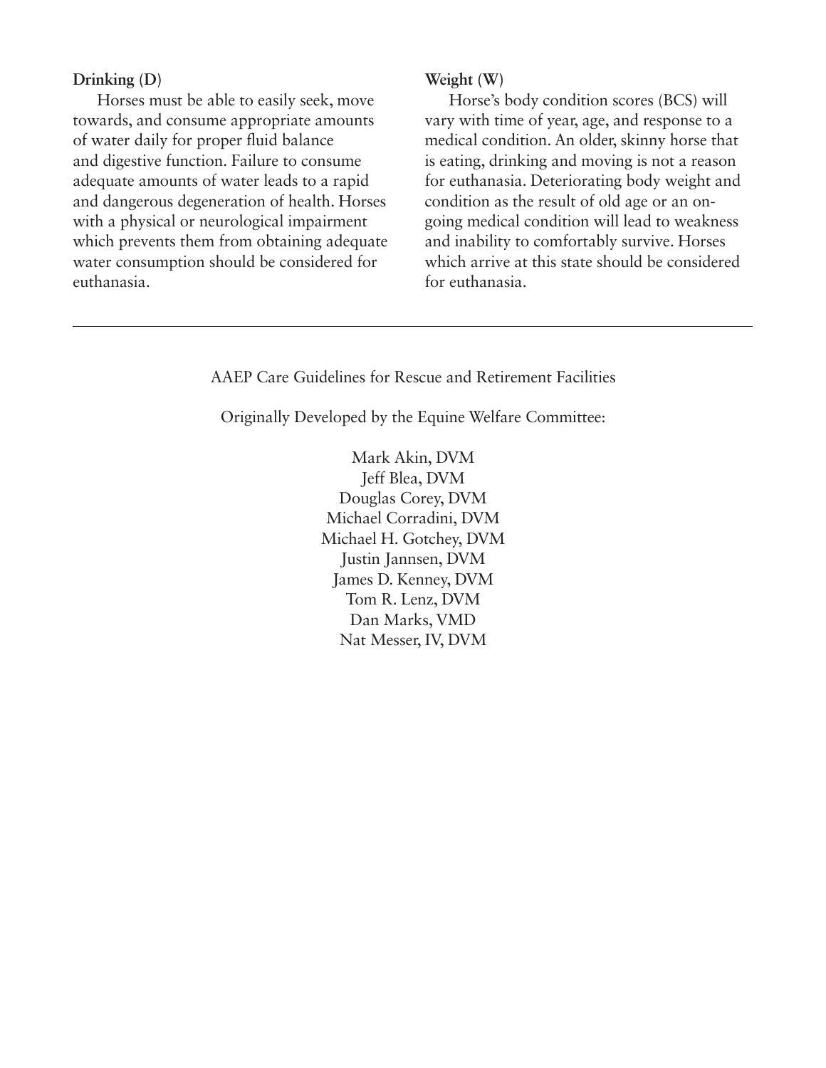**Drinking (D)**

Horses must be able to easily seek, move towards, and consume appropriate amounts of water daily for proper fluid balance and digestive function. Failure to consume adequate amounts of water leads to a rapid and dangerous degeneration of health. Horses with a physical or neurological impairment which prevents them from obtaining adequate water consumption should be considered for euthanasia.

**Weight (W)**

Horse's body condition scores (BCS) will vary with time of year, age, and response to a medical condition. An older, skinny horse that is eating, drinking and moving is not a reason for euthanasia. Deteriorating body weight and condition as the result of old age or an on-going medical condition will lead to weakness and inability to comfortably survive. Horses which arrive at this state should be considered for euthanasia.

---

AAEP Care Guidelines for Rescue and Retirement Facilities

Originally Developed by the Equine Welfare Committee:

Mark Akin, DVM
Jeff Blea, DVM
Douglas Corey, DVM
Michael Corradini, DVM
Michael H. Gotchey, DVM
Justin Jannsen, DVM
James D. Kenney, DVM
Tom R. Lenz, DVM
Dan Marks, VMD
Nat Messer, IV, DVM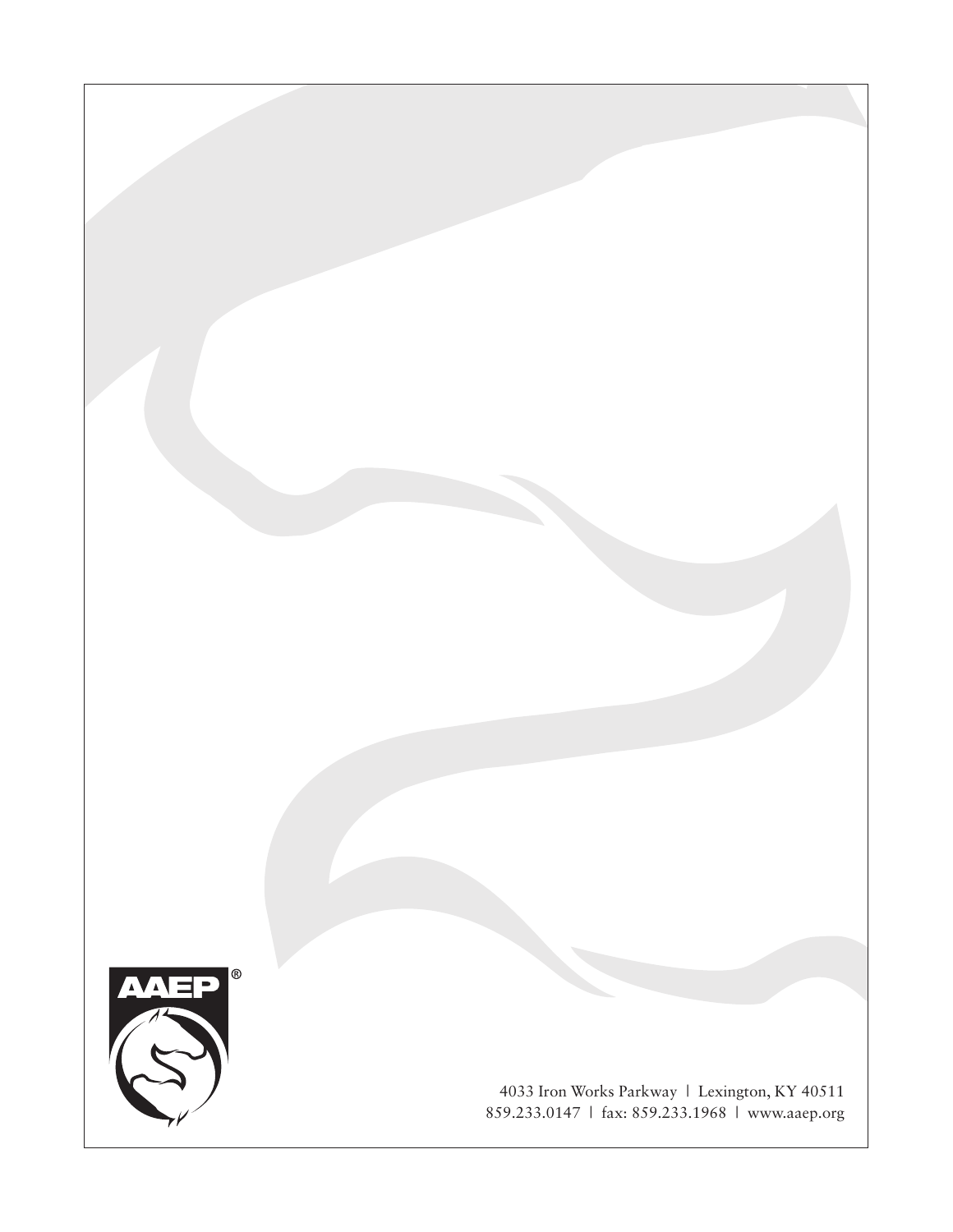AAEP®

4033 Iron Works Parkway | Lexington, KY 40511
859.233.0147 | fax: 859.233.1968 | www.aaep.org